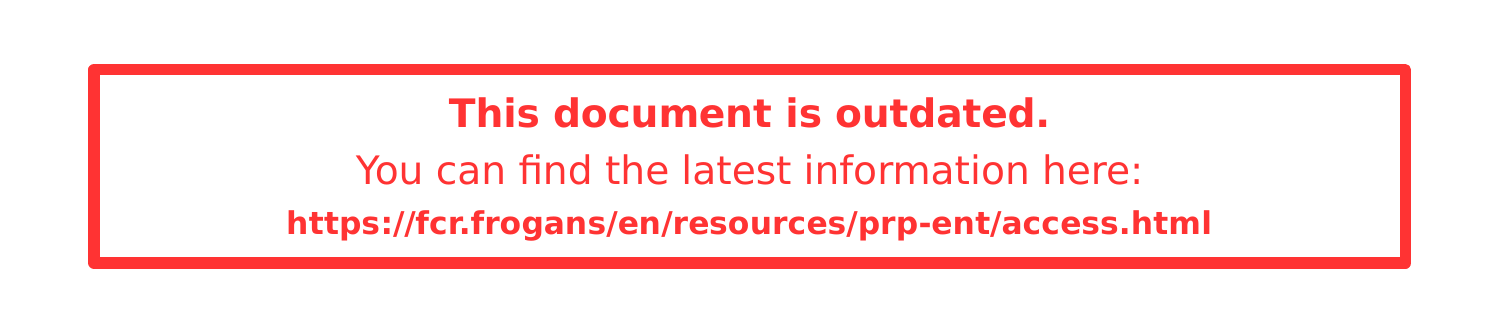**This document is outdated.**

You can find the latest information here:

**https://fcr.frogans/en/resources/prp-ent/access.html**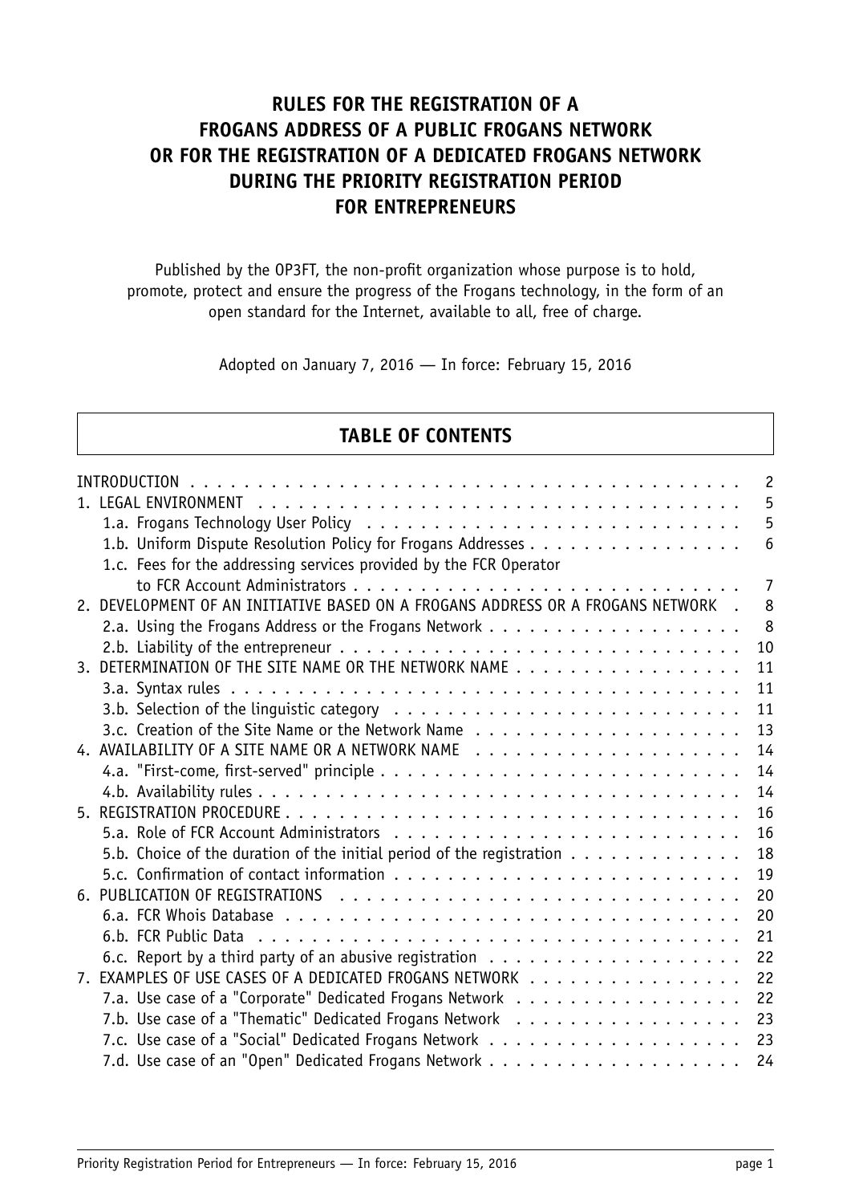# RULES FOR THE REGISTRATION OF A FROGANS ADDRESS OF A PUBLIC FROGANS NETWORK OR FOR THE REGISTRATION OF A DEDICATED FROGANS NETWORK DURING THE PRIORITY REGISTRATION PERIOD FOR ENTREPRENEURS

Published by the OP3FT, the non-profit organization whose purpose is to hold, promote, protect and ensure the progress of the Frogans technology, in the form of an open standard for the Internet, available to all, free of charge.

Adopted on January 7, 2016 — In force: February 15, 2016

## TABLE OF CONTENTS

| | |
|---|---|
| INTRODUCTION | 2 |
| 1. LEGAL ENVIRONMENT | 5 |
| 1.a. Frogans Technology User Policy | 5 |
| 1.b. Uniform Dispute Resolution Policy for Frogans Addresses | 6 |
| 1.c. Fees for the addressing services provided by the FCR Operator to FCR Account Administrators | 7 |
| 2. DEVELOPMENT OF AN INITIATIVE BASED ON A FROGANS ADDRESS OR A FROGANS NETWORK | 8 |
| 2.a. Using the Frogans Address or the Frogans Network | 8 |
| 2.b. Liability of the entrepreneur | 10 |
| 3. DETERMINATION OF THE SITE NAME OR THE NETWORK NAME | 11 |
| 3.a. Syntax rules | 11 |
| 3.b. Selection of the linguistic category | 11 |
| 3.c. Creation of the Site Name or the Network Name | 13 |
| 4. AVAILABILITY OF A SITE NAME OR A NETWORK NAME | 14 |
| 4.a. "First-come, first-served" principle | 14 |
| 4.b. Availability rules | 14 |
| 5. REGISTRATION PROCEDURE | 16 |
| 5.a. Role of FCR Account Administrators | 16 |
| 5.b. Choice of the duration of the initial period of the registration | 18 |
| 5.c. Confirmation of contact information | 19 |
| 6. PUBLICATION OF REGISTRATIONS | 20 |
| 6.a. FCR Whois Database | 20 |
| 6.b. FCR Public Data | 21 |
| 6.c. Report by a third party of an abusive registration | 22 |
| 7. EXAMPLES OF USE CASES OF A DEDICATED FROGANS NETWORK | 22 |
| 7.a. Use case of a "Corporate" Dedicated Frogans Network | 22 |
| 7.b. Use case of a "Thematic" Dedicated Frogans Network | 23 |
| 7.c. Use case of a "Social" Dedicated Frogans Network | 23 |
| 7.d. Use case of an "Open" Dedicated Frogans Network | 24 |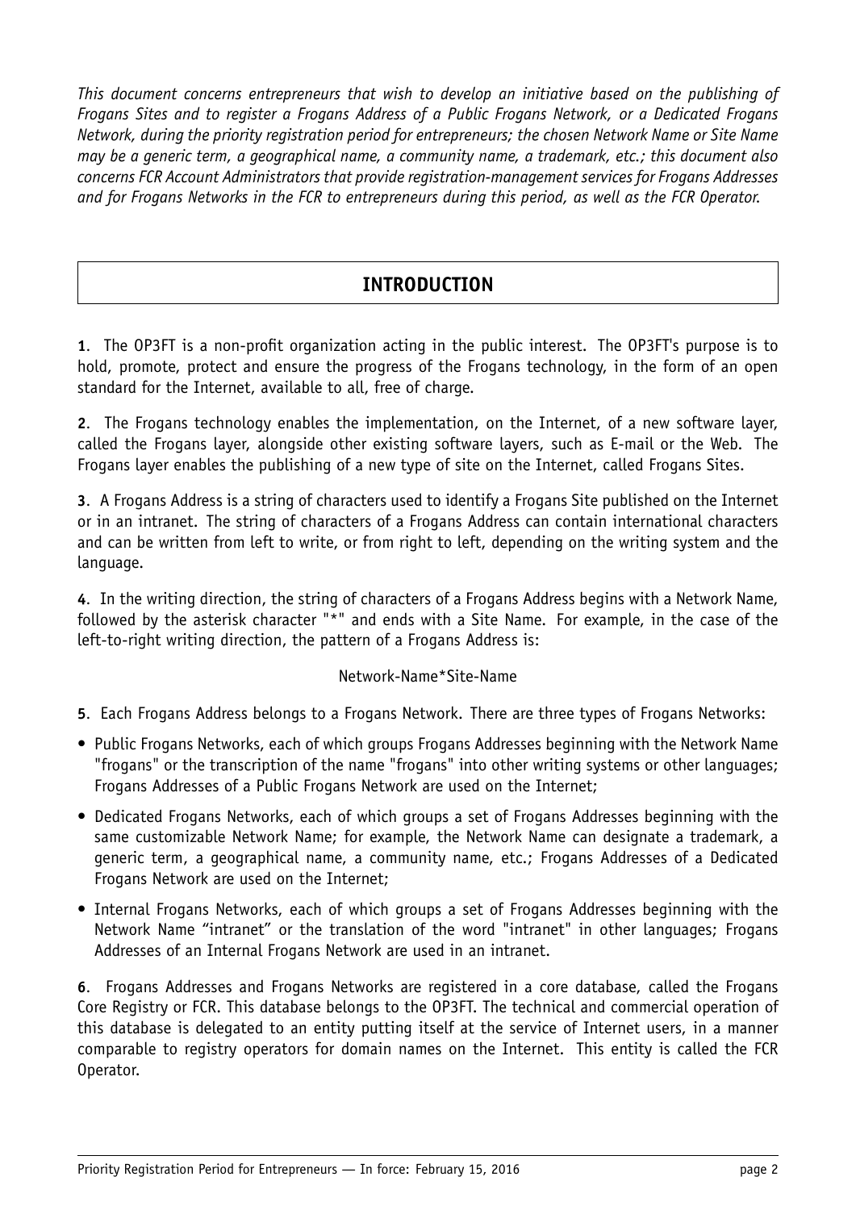*This document concerns entrepreneurs that wish to develop an initiative based on the publishing of Frogans Sites and to register a Frogans Address of a Public Frogans Network, or a Dedicated Frogans Network, during the priority registration period for entrepreneurs; the chosen Network Name or Site Name may be a generic term, a geographical name, a community name, a trademark, etc.; this document also concerns FCR Account Administrators that provide registration-management services for Frogans Addresses and for Frogans Networks in the FCR to entrepreneurs during this period, as well as the FCR Operator.*

## INTRODUCTION

**1**. The OP3FT is a non-profit organization acting in the public interest. The OP3FT's purpose is to hold, promote, protect and ensure the progress of the Frogans technology, in the form of an open standard for the Internet, available to all, free of charge.

**2**. The Frogans technology enables the implementation, on the Internet, of a new software layer, called the Frogans layer, alongside other existing software layers, such as E-mail or the Web. The Frogans layer enables the publishing of a new type of site on the Internet, called Frogans Sites.

**3**. A Frogans Address is a string of characters used to identify a Frogans Site published on the Internet or in an intranet. The string of characters of a Frogans Address can contain international characters and can be written from left to write, or from right to left, depending on the writing system and the language.

**4**. In the writing direction, the string of characters of a Frogans Address begins with a Network Name, followed by the asterisk character "*" and ends with a Site Name. For example, in the case of the left-to-right writing direction, the pattern of a Frogans Address is:

Network-Name*Site-Name

**5**. Each Frogans Address belongs to a Frogans Network. There are three types of Frogans Networks:

- Public Frogans Networks, each of which groups Frogans Addresses beginning with the Network Name "frogans" or the transcription of the name "frogans" into other writing systems or other languages; Frogans Addresses of a Public Frogans Network are used on the Internet;
- Dedicated Frogans Networks, each of which groups a set of Frogans Addresses beginning with the same customizable Network Name; for example, the Network Name can designate a trademark, a generic term, a geographical name, a community name, etc.; Frogans Addresses of a Dedicated Frogans Network are used on the Internet;
- Internal Frogans Networks, each of which groups a set of Frogans Addresses beginning with the Network Name "intranet" or the translation of the word "intranet" in other languages; Frogans Addresses of an Internal Frogans Network are used in an intranet.

**6**. Frogans Addresses and Frogans Networks are registered in a core database, called the Frogans Core Registry or FCR. This database belongs to the OP3FT. The technical and commercial operation of this database is delegated to an entity putting itself at the service of Internet users, in a manner comparable to registry operators for domain names on the Internet. This entity is called the FCR Operator.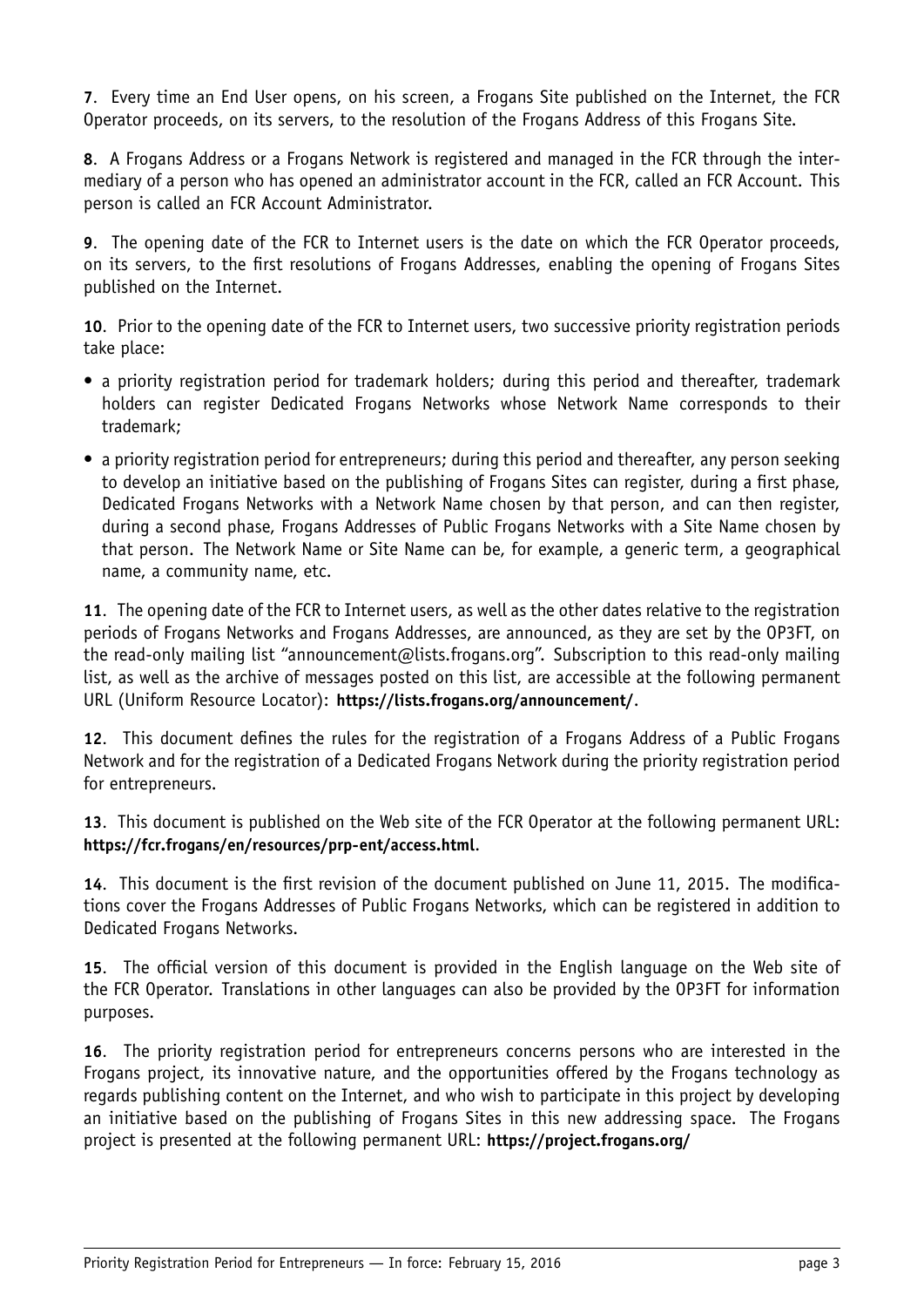**7**. Every time an End User opens, on his screen, a Frogans Site published on the Internet, the FCR Operator proceeds, on its servers, to the resolution of the Frogans Address of this Frogans Site.

**8**. A Frogans Address or a Frogans Network is registered and managed in the FCR through the intermediary of a person who has opened an administrator account in the FCR, called an FCR Account. This person is called an FCR Account Administrator.

**9**. The opening date of the FCR to Internet users is the date on which the FCR Operator proceeds, on its servers, to the first resolutions of Frogans Addresses, enabling the opening of Frogans Sites published on the Internet.

**10**. Prior to the opening date of the FCR to Internet users, two successive priority registration periods take place:

- a priority registration period for trademark holders; during this period and thereafter, trademark holders can register Dedicated Frogans Networks whose Network Name corresponds to their trademark;
- a priority registration period for entrepreneurs; during this period and thereafter, any person seeking to develop an initiative based on the publishing of Frogans Sites can register, during a first phase, Dedicated Frogans Networks with a Network Name chosen by that person, and can then register, during a second phase, Frogans Addresses of Public Frogans Networks with a Site Name chosen by that person. The Network Name or Site Name can be, for example, a generic term, a geographical name, a community name, etc.

**11**. The opening date of the FCR to Internet users, as well as the other dates relative to the registration periods of Frogans Networks and Frogans Addresses, are announced, as they are set by the OP3FT, on the read-only mailing list "announcement@lists.frogans.org". Subscription to this read-only mailing list, as well as the archive of messages posted on this list, are accessible at the following permanent URL (Uniform Resource Locator): **https://lists.frogans.org/announcement/**.

**12**. This document defines the rules for the registration of a Frogans Address of a Public Frogans Network and for the registration of a Dedicated Frogans Network during the priority registration period for entrepreneurs.

**13**. This document is published on the Web site of the FCR Operator at the following permanent URL: **https://fcr.frogans/en/resources/prp-ent/access.html**.

**14**. This document is the first revision of the document published on June 11, 2015. The modifications cover the Frogans Addresses of Public Frogans Networks, which can be registered in addition to Dedicated Frogans Networks.

**15**. The official version of this document is provided in the English language on the Web site of the FCR Operator. Translations in other languages can also be provided by the OP3FT for information purposes.

**16**. The priority registration period for entrepreneurs concerns persons who are interested in the Frogans project, its innovative nature, and the opportunities offered by the Frogans technology as regards publishing content on the Internet, and who wish to participate in this project by developing an initiative based on the publishing of Frogans Sites in this new addressing space. The Frogans project is presented at the following permanent URL: **https://project.frogans.org/**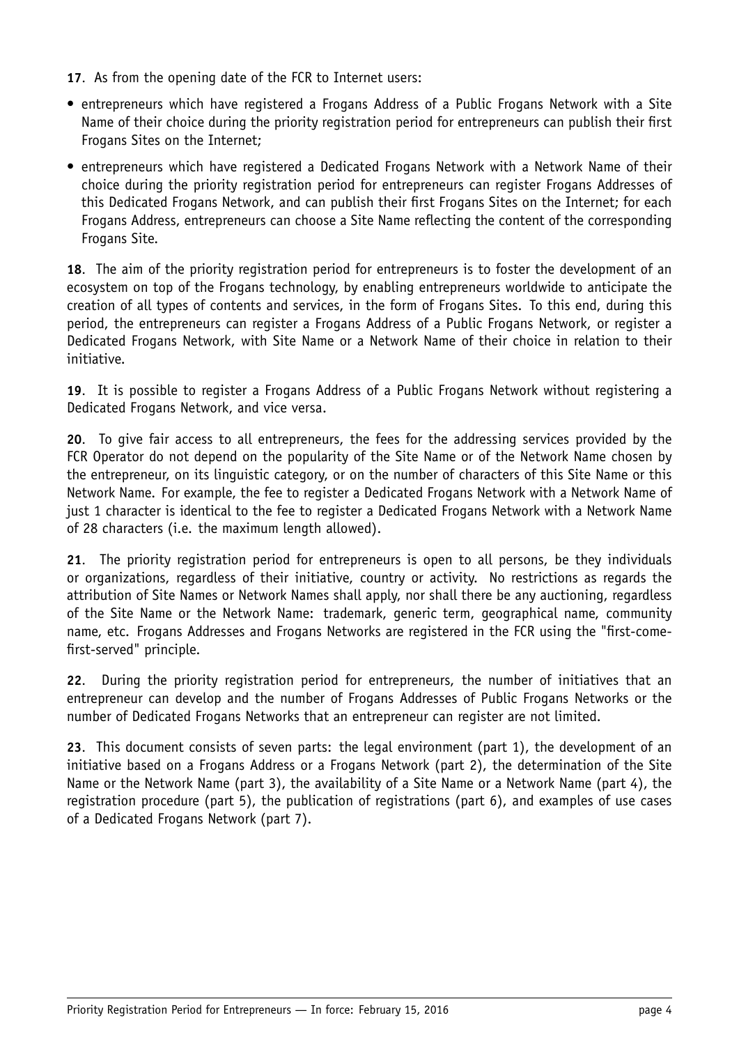**17**. As from the opening date of the FCR to Internet users:

- entrepreneurs which have registered a Frogans Address of a Public Frogans Network with a Site Name of their choice during the priority registration period for entrepreneurs can publish their first Frogans Sites on the Internet;
- entrepreneurs which have registered a Dedicated Frogans Network with a Network Name of their choice during the priority registration period for entrepreneurs can register Frogans Addresses of this Dedicated Frogans Network, and can publish their first Frogans Sites on the Internet; for each Frogans Address, entrepreneurs can choose a Site Name reflecting the content of the corresponding Frogans Site.

**18**. The aim of the priority registration period for entrepreneurs is to foster the development of an ecosystem on top of the Frogans technology, by enabling entrepreneurs worldwide to anticipate the creation of all types of contents and services, in the form of Frogans Sites. To this end, during this period, the entrepreneurs can register a Frogans Address of a Public Frogans Network, or register a Dedicated Frogans Network, with Site Name or a Network Name of their choice in relation to their initiative.

**19**. It is possible to register a Frogans Address of a Public Frogans Network without registering a Dedicated Frogans Network, and vice versa.

**20**. To give fair access to all entrepreneurs, the fees for the addressing services provided by the FCR Operator do not depend on the popularity of the Site Name or of the Network Name chosen by the entrepreneur, on its linguistic category, or on the number of characters of this Site Name or this Network Name. For example, the fee to register a Dedicated Frogans Network with a Network Name of just 1 character is identical to the fee to register a Dedicated Frogans Network with a Network Name of 28 characters (i.e. the maximum length allowed).

**21**. The priority registration period for entrepreneurs is open to all persons, be they individuals or organizations, regardless of their initiative, country or activity. No restrictions as regards the attribution of Site Names or Network Names shall apply, nor shall there be any auctioning, regardless of the Site Name or the Network Name: trademark, generic term, geographical name, community name, etc. Frogans Addresses and Frogans Networks are registered in the FCR using the "first-come-first-served" principle.

**22**. During the priority registration period for entrepreneurs, the number of initiatives that an entrepreneur can develop and the number of Frogans Addresses of Public Frogans Networks or the number of Dedicated Frogans Networks that an entrepreneur can register are not limited.

**23**. This document consists of seven parts: the legal environment (part 1), the development of an initiative based on a Frogans Address or a Frogans Network (part 2), the determination of the Site Name or the Network Name (part 3), the availability of a Site Name or a Network Name (part 4), the registration procedure (part 5), the publication of registrations (part 6), and examples of use cases of a Dedicated Frogans Network (part 7).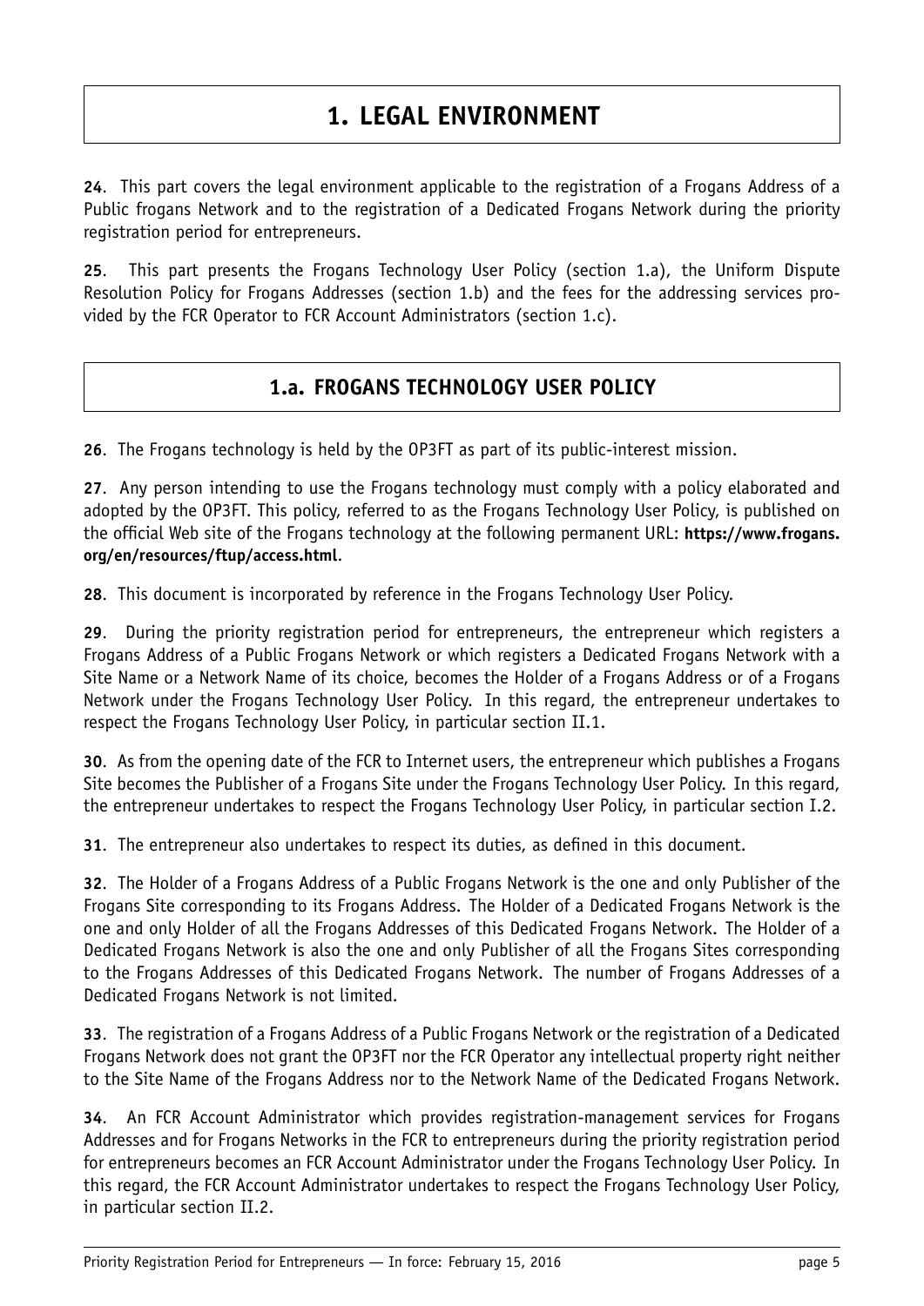# 1. LEGAL ENVIRONMENT

**24**. This part covers the legal environment applicable to the registration of a Frogans Address of a Public frogans Network and to the registration of a Dedicated Frogans Network during the priority registration period for entrepreneurs.

**25**. This part presents the Frogans Technology User Policy (section 1.a), the Uniform Dispute Resolution Policy for Frogans Addresses (section 1.b) and the fees for the addressing services provided by the FCR Operator to FCR Account Administrators (section 1.c).

## 1.a. FROGANS TECHNOLOGY USER POLICY

**26**. The Frogans technology is held by the OP3FT as part of its public-interest mission.

**27**. Any person intending to use the Frogans technology must comply with a policy elaborated and adopted by the OP3FT. This policy, referred to as the Frogans Technology User Policy, is published on the official Web site of the Frogans technology at the following permanent URL: **https://www.frogans.org/en/resources/ftup/access.html**.

**28**. This document is incorporated by reference in the Frogans Technology User Policy.

**29**. During the priority registration period for entrepreneurs, the entrepreneur which registers a Frogans Address of a Public Frogans Network or which registers a Dedicated Frogans Network with a Site Name or a Network Name of its choice, becomes the Holder of a Frogans Address or of a Frogans Network under the Frogans Technology User Policy. In this regard, the entrepreneur undertakes to respect the Frogans Technology User Policy, in particular section II.1.

**30**. As from the opening date of the FCR to Internet users, the entrepreneur which publishes a Frogans Site becomes the Publisher of a Frogans Site under the Frogans Technology User Policy. In this regard, the entrepreneur undertakes to respect the Frogans Technology User Policy, in particular section I.2.

**31**. The entrepreneur also undertakes to respect its duties, as defined in this document.

**32**. The Holder of a Frogans Address of a Public Frogans Network is the one and only Publisher of the Frogans Site corresponding to its Frogans Address. The Holder of a Dedicated Frogans Network is the one and only Holder of all the Frogans Addresses of this Dedicated Frogans Network. The Holder of a Dedicated Frogans Network is also the one and only Publisher of all the Frogans Sites corresponding to the Frogans Addresses of this Dedicated Frogans Network. The number of Frogans Addresses of a Dedicated Frogans Network is not limited.

**33**. The registration of a Frogans Address of a Public Frogans Network or the registration of a Dedicated Frogans Network does not grant the OP3FT nor the FCR Operator any intellectual property right neither to the Site Name of the Frogans Address nor to the Network Name of the Dedicated Frogans Network.

**34**. An FCR Account Administrator which provides registration-management services for Frogans Addresses and for Frogans Networks in the FCR to entrepreneurs during the priority registration period for entrepreneurs becomes an FCR Account Administrator under the Frogans Technology User Policy. In this regard, the FCR Account Administrator undertakes to respect the Frogans Technology User Policy, in particular section II.2.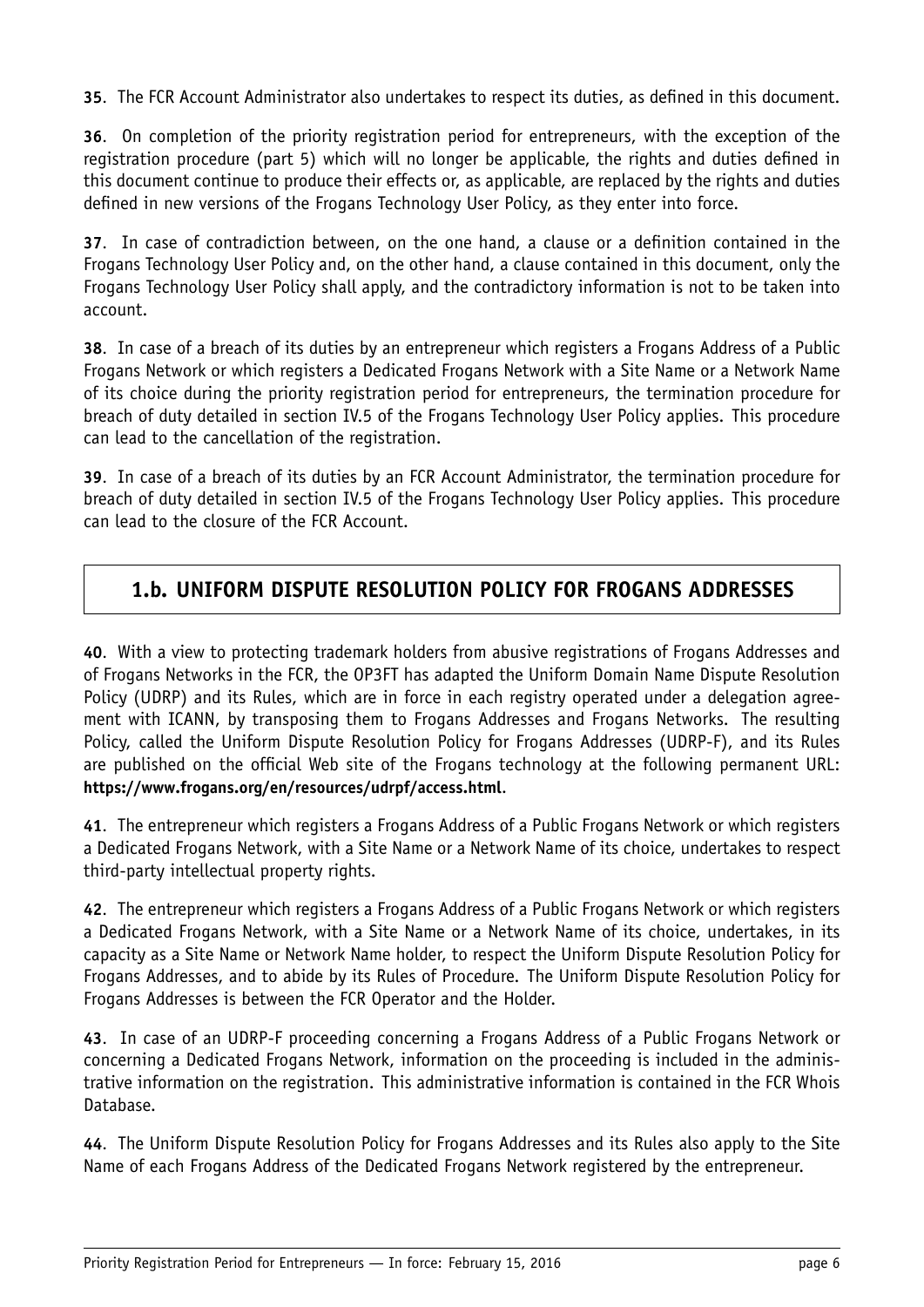**35**. The FCR Account Administrator also undertakes to respect its duties, as defined in this document.

**36**. On completion of the priority registration period for entrepreneurs, with the exception of the registration procedure (part 5) which will no longer be applicable, the rights and duties defined in this document continue to produce their effects or, as applicable, are replaced by the rights and duties defined in new versions of the Frogans Technology User Policy, as they enter into force.

**37**. In case of contradiction between, on the one hand, a clause or a definition contained in the Frogans Technology User Policy and, on the other hand, a clause contained in this document, only the Frogans Technology User Policy shall apply, and the contradictory information is not to be taken into account.

**38**. In case of a breach of its duties by an entrepreneur which registers a Frogans Address of a Public Frogans Network or which registers a Dedicated Frogans Network with a Site Name or a Network Name of its choice during the priority registration period for entrepreneurs, the termination procedure for breach of duty detailed in section IV.5 of the Frogans Technology User Policy applies. This procedure can lead to the cancellation of the registration.

**39**. In case of a breach of its duties by an FCR Account Administrator, the termination procedure for breach of duty detailed in section IV.5 of the Frogans Technology User Policy applies. This procedure can lead to the closure of the FCR Account.

## 1.b. UNIFORM DISPUTE RESOLUTION POLICY FOR FROGANS ADDRESSES

**40**. With a view to protecting trademark holders from abusive registrations of Frogans Addresses and of Frogans Networks in the FCR, the OP3FT has adapted the Uniform Domain Name Dispute Resolution Policy (UDRP) and its Rules, which are in force in each registry operated under a delegation agreement with ICANN, by transposing them to Frogans Addresses and Frogans Networks. The resulting Policy, called the Uniform Dispute Resolution Policy for Frogans Addresses (UDRP-F), and its Rules are published on the official Web site of the Frogans technology at the following permanent URL: **https://www.frogans.org/en/resources/udrpf/access.html**.

**41**. The entrepreneur which registers a Frogans Address of a Public Frogans Network or which registers a Dedicated Frogans Network, with a Site Name or a Network Name of its choice, undertakes to respect third-party intellectual property rights.

**42**. The entrepreneur which registers a Frogans Address of a Public Frogans Network or which registers a Dedicated Frogans Network, with a Site Name or a Network Name of its choice, undertakes, in its capacity as a Site Name or Network Name holder, to respect the Uniform Dispute Resolution Policy for Frogans Addresses, and to abide by its Rules of Procedure. The Uniform Dispute Resolution Policy for Frogans Addresses is between the FCR Operator and the Holder.

**43**. In case of an UDRP-F proceeding concerning a Frogans Address of a Public Frogans Network or concerning a Dedicated Frogans Network, information on the proceeding is included in the administrative information on the registration. This administrative information is contained in the FCR Whois Database.

**44**. The Uniform Dispute Resolution Policy for Frogans Addresses and its Rules also apply to the Site Name of each Frogans Address of the Dedicated Frogans Network registered by the entrepreneur.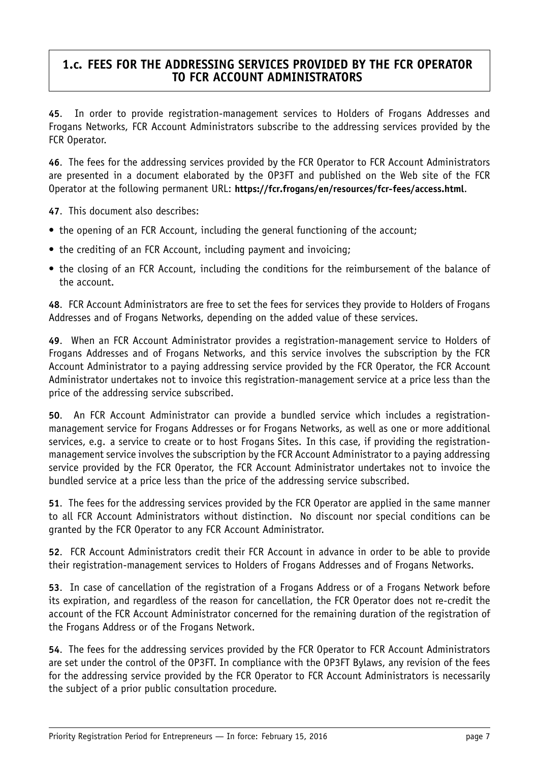## 1.c. FEES FOR THE ADDRESSING SERVICES PROVIDED BY THE FCR OPERATOR TO FCR ACCOUNT ADMINISTRATORS

**45**. In order to provide registration-management services to Holders of Frogans Addresses and Frogans Networks, FCR Account Administrators subscribe to the addressing services provided by the FCR Operator.

**46**. The fees for the addressing services provided by the FCR Operator to FCR Account Administrators are presented in a document elaborated by the OP3FT and published on the Web site of the FCR Operator at the following permanent URL: **https://fcr.frogans/en/resources/fcr-fees/access.html**.

**47**. This document also describes:

- the opening of an FCR Account, including the general functioning of the account;
- the crediting of an FCR Account, including payment and invoicing;
- the closing of an FCR Account, including the conditions for the reimbursement of the balance of the account.

**48**. FCR Account Administrators are free to set the fees for services they provide to Holders of Frogans Addresses and of Frogans Networks, depending on the added value of these services.

**49**. When an FCR Account Administrator provides a registration-management service to Holders of Frogans Addresses and of Frogans Networks, and this service involves the subscription by the FCR Account Administrator to a paying addressing service provided by the FCR Operator, the FCR Account Administrator undertakes not to invoice this registration-management service at a price less than the price of the addressing service subscribed.

**50**. An FCR Account Administrator can provide a bundled service which includes a registration-management service for Frogans Addresses or for Frogans Networks, as well as one or more additional services, e.g. a service to create or to host Frogans Sites. In this case, if providing the registration-management service involves the subscription by the FCR Account Administrator to a paying addressing service provided by the FCR Operator, the FCR Account Administrator undertakes not to invoice the bundled service at a price less than the price of the addressing service subscribed.

**51**. The fees for the addressing services provided by the FCR Operator are applied in the same manner to all FCR Account Administrators without distinction. No discount nor special conditions can be granted by the FCR Operator to any FCR Account Administrator.

**52**. FCR Account Administrators credit their FCR Account in advance in order to be able to provide their registration-management services to Holders of Frogans Addresses and of Frogans Networks.

**53**. In case of cancellation of the registration of a Frogans Address or of a Frogans Network before its expiration, and regardless of the reason for cancellation, the FCR Operator does not re-credit the account of the FCR Account Administrator concerned for the remaining duration of the registration of the Frogans Address or of the Frogans Network.

**54**. The fees for the addressing services provided by the FCR Operator to FCR Account Administrators are set under the control of the OP3FT. In compliance with the OP3FT Bylaws, any revision of the fees for the addressing service provided by the FCR Operator to FCR Account Administrators is necessarily the subject of a prior public consultation procedure.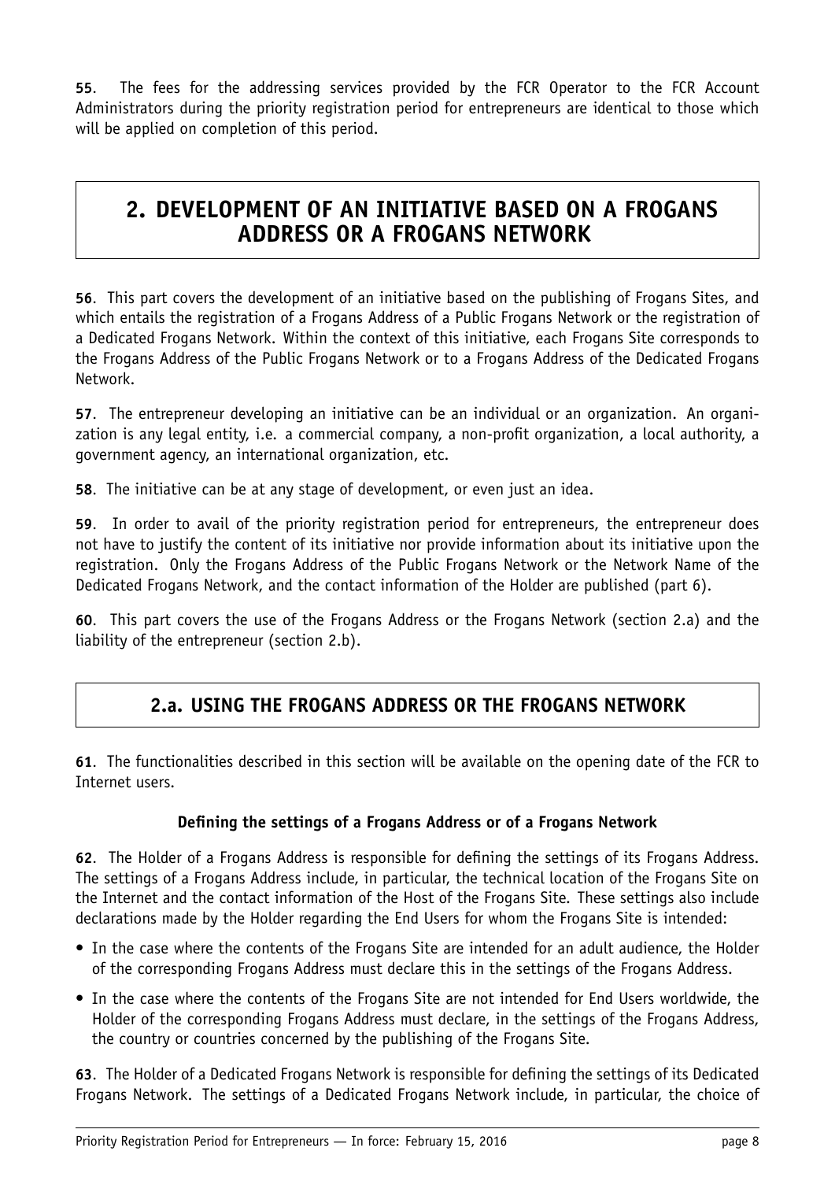**55**. The fees for the addressing services provided by the FCR Operator to the FCR Account Administrators during the priority registration period for entrepreneurs are identical to those which will be applied on completion of this period.

# 2. DEVELOPMENT OF AN INITIATIVE BASED ON A FROGANS ADDRESS OR A FROGANS NETWORK

**56**. This part covers the development of an initiative based on the publishing of Frogans Sites, and which entails the registration of a Frogans Address of a Public Frogans Network or the registration of a Dedicated Frogans Network. Within the context of this initiative, each Frogans Site corresponds to the Frogans Address of the Public Frogans Network or to a Frogans Address of the Dedicated Frogans Network.

**57**. The entrepreneur developing an initiative can be an individual or an organization. An organization is any legal entity, i.e. a commercial company, a non-profit organization, a local authority, a government agency, an international organization, etc.

**58**. The initiative can be at any stage of development, or even just an idea.

**59**. In order to avail of the priority registration period for entrepreneurs, the entrepreneur does not have to justify the content of its initiative nor provide information about its initiative upon the registration. Only the Frogans Address of the Public Frogans Network or the Network Name of the Dedicated Frogans Network, and the contact information of the Holder are published (part 6).

**60**. This part covers the use of the Frogans Address or the Frogans Network (section 2.a) and the liability of the entrepreneur (section 2.b).

## 2.a. USING THE FROGANS ADDRESS OR THE FROGANS NETWORK

**61**. The functionalities described in this section will be available on the opening date of the FCR to Internet users.

### Defining the settings of a Frogans Address or of a Frogans Network

**62**. The Holder of a Frogans Address is responsible for defining the settings of its Frogans Address. The settings of a Frogans Address include, in particular, the technical location of the Frogans Site on the Internet and the contact information of the Host of the Frogans Site. These settings also include declarations made by the Holder regarding the End Users for whom the Frogans Site is intended:

- In the case where the contents of the Frogans Site are intended for an adult audience, the Holder of the corresponding Frogans Address must declare this in the settings of the Frogans Address.
- In the case where the contents of the Frogans Site are not intended for End Users worldwide, the Holder of the corresponding Frogans Address must declare, in the settings of the Frogans Address, the country or countries concerned by the publishing of the Frogans Site.

**63**. The Holder of a Dedicated Frogans Network is responsible for defining the settings of its Dedicated Frogans Network. The settings of a Dedicated Frogans Network include, in particular, the choice of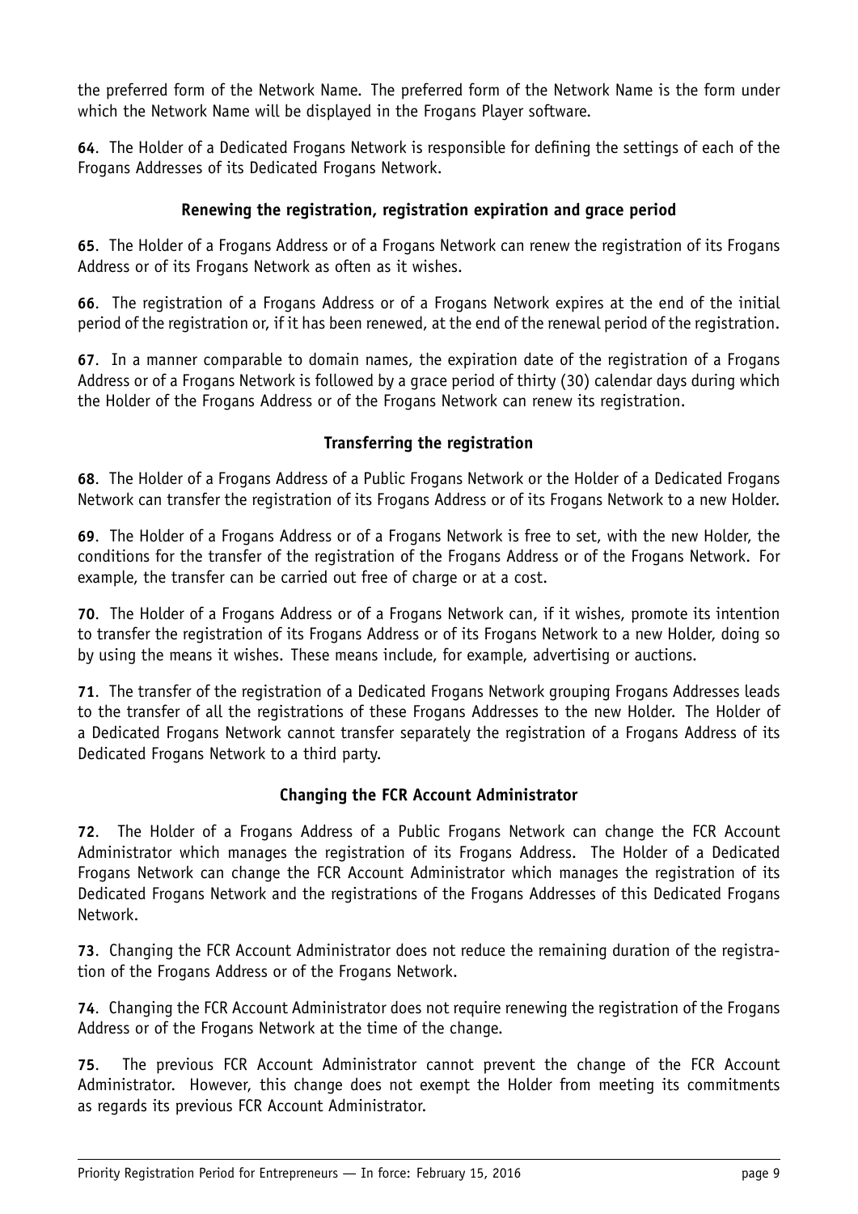the preferred form of the Network Name. The preferred form of the Network Name is the form under which the Network Name will be displayed in the Frogans Player software.

**64**. The Holder of a Dedicated Frogans Network is responsible for defining the settings of each of the Frogans Addresses of its Dedicated Frogans Network.

### Renewing the registration, registration expiration and grace period

**65**. The Holder of a Frogans Address or of a Frogans Network can renew the registration of its Frogans Address or of its Frogans Network as often as it wishes.

**66**. The registration of a Frogans Address or of a Frogans Network expires at the end of the initial period of the registration or, if it has been renewed, at the end of the renewal period of the registration.

**67**. In a manner comparable to domain names, the expiration date of the registration of a Frogans Address or of a Frogans Network is followed by a grace period of thirty (30) calendar days during which the Holder of the Frogans Address or of the Frogans Network can renew its registration.

### Transferring the registration

**68**. The Holder of a Frogans Address of a Public Frogans Network or the Holder of a Dedicated Frogans Network can transfer the registration of its Frogans Address or of its Frogans Network to a new Holder.

**69**. The Holder of a Frogans Address or of a Frogans Network is free to set, with the new Holder, the conditions for the transfer of the registration of the Frogans Address or of the Frogans Network. For example, the transfer can be carried out free of charge or at a cost.

**70**. The Holder of a Frogans Address or of a Frogans Network can, if it wishes, promote its intention to transfer the registration of its Frogans Address or of its Frogans Network to a new Holder, doing so by using the means it wishes. These means include, for example, advertising or auctions.

**71**. The transfer of the registration of a Dedicated Frogans Network grouping Frogans Addresses leads to the transfer of all the registrations of these Frogans Addresses to the new Holder. The Holder of a Dedicated Frogans Network cannot transfer separately the registration of a Frogans Address of its Dedicated Frogans Network to a third party.

### Changing the FCR Account Administrator

**72**. The Holder of a Frogans Address of a Public Frogans Network can change the FCR Account Administrator which manages the registration of its Frogans Address. The Holder of a Dedicated Frogans Network can change the FCR Account Administrator which manages the registration of its Dedicated Frogans Network and the registrations of the Frogans Addresses of this Dedicated Frogans Network.

**73**. Changing the FCR Account Administrator does not reduce the remaining duration of the registration of the Frogans Address or of the Frogans Network.

**74**. Changing the FCR Account Administrator does not require renewing the registration of the Frogans Address or of the Frogans Network at the time of the change.

**75**. The previous FCR Account Administrator cannot prevent the change of the FCR Account Administrator. However, this change does not exempt the Holder from meeting its commitments as regards its previous FCR Account Administrator.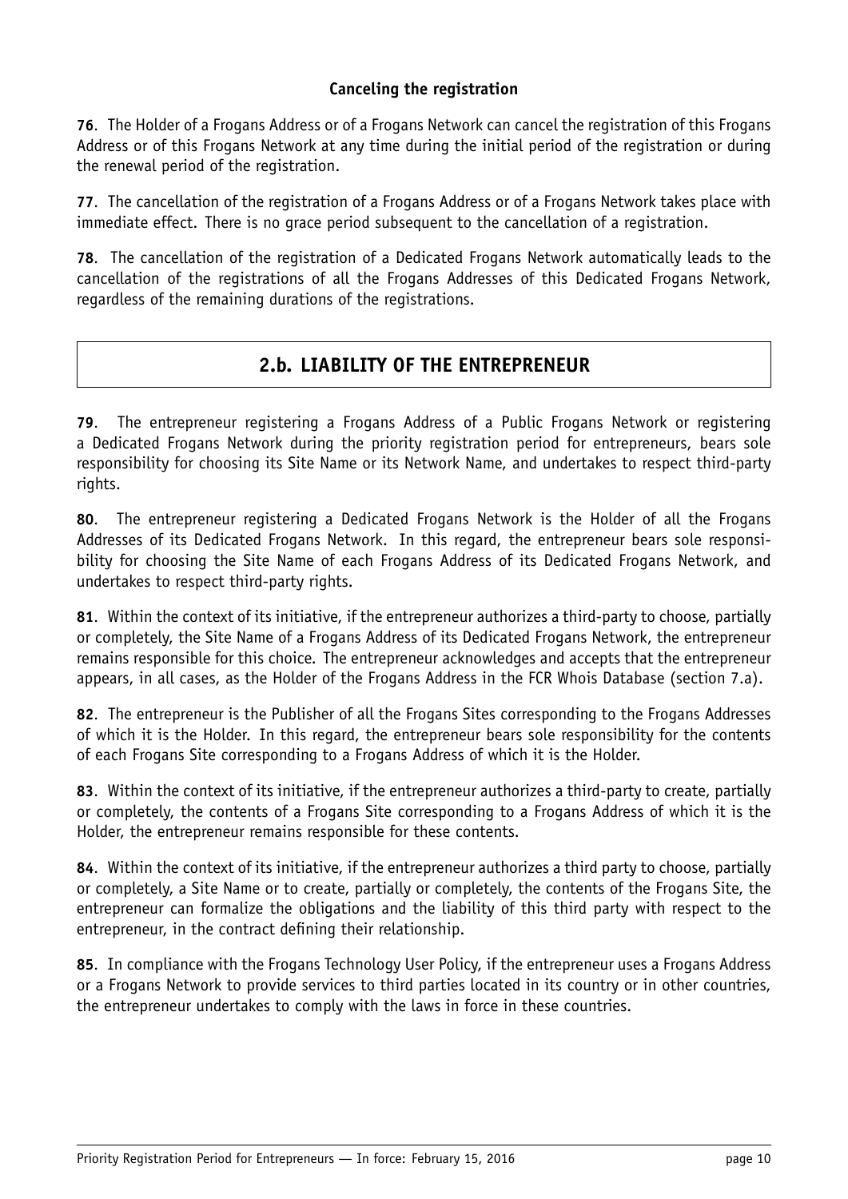### Canceling the registration

**76**. The Holder of a Frogans Address or of a Frogans Network can cancel the registration of this Frogans Address or of this Frogans Network at any time during the initial period of the registration or during the renewal period of the registration.

**77**. The cancellation of the registration of a Frogans Address or of a Frogans Network takes place with immediate effect. There is no grace period subsequent to the cancellation of a registration.

**78**. The cancellation of the registration of a Dedicated Frogans Network automatically leads to the cancellation of the registrations of all the Frogans Addresses of this Dedicated Frogans Network, regardless of the remaining durations of the registrations.

## 2.b. LIABILITY OF THE ENTREPRENEUR

**79**. The entrepreneur registering a Frogans Address of a Public Frogans Network or registering a Dedicated Frogans Network during the priority registration period for entrepreneurs, bears sole responsibility for choosing its Site Name or its Network Name, and undertakes to respect third-party rights.

**80**. The entrepreneur registering a Dedicated Frogans Network is the Holder of all the Frogans Addresses of its Dedicated Frogans Network. In this regard, the entrepreneur bears sole responsibility for choosing the Site Name of each Frogans Address of its Dedicated Frogans Network, and undertakes to respect third-party rights.

**81**. Within the context of its initiative, if the entrepreneur authorizes a third-party to choose, partially or completely, the Site Name of a Frogans Address of its Dedicated Frogans Network, the entrepreneur remains responsible for this choice. The entrepreneur acknowledges and accepts that the entrepreneur appears, in all cases, as the Holder of the Frogans Address in the FCR Whois Database (section 7.a).

**82**. The entrepreneur is the Publisher of all the Frogans Sites corresponding to the Frogans Addresses of which it is the Holder. In this regard, the entrepreneur bears sole responsibility for the contents of each Frogans Site corresponding to a Frogans Address of which it is the Holder.

**83**. Within the context of its initiative, if the entrepreneur authorizes a third-party to create, partially or completely, the contents of a Frogans Site corresponding to a Frogans Address of which it is the Holder, the entrepreneur remains responsible for these contents.

**84**. Within the context of its initiative, if the entrepreneur authorizes a third party to choose, partially or completely, a Site Name or to create, partially or completely, the contents of the Frogans Site, the entrepreneur can formalize the obligations and the liability of this third party with respect to the entrepreneur, in the contract defining their relationship.

**85**. In compliance with the Frogans Technology User Policy, if the entrepreneur uses a Frogans Address or a Frogans Network to provide services to third parties located in its country or in other countries, the entrepreneur undertakes to comply with the laws in force in these countries.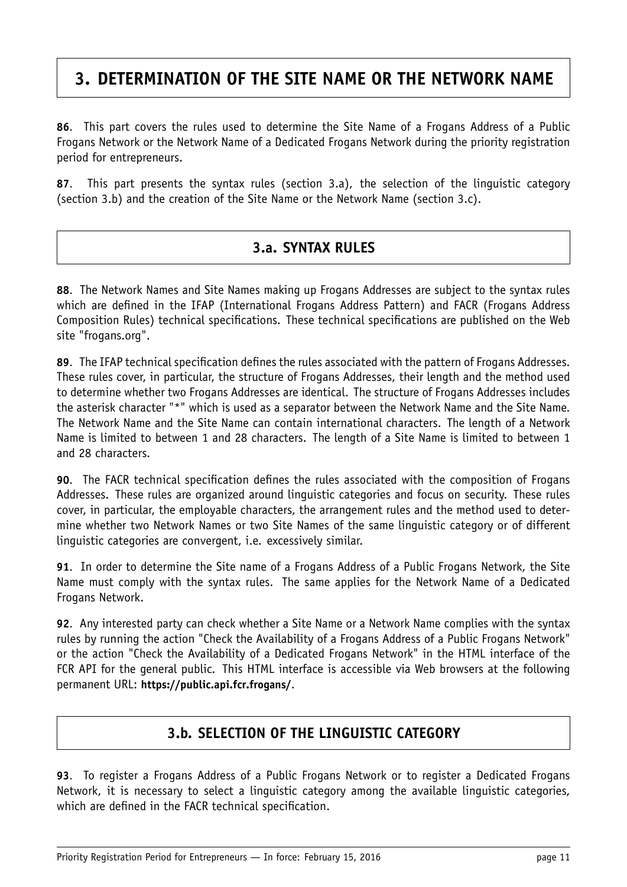# 3. DETERMINATION OF THE SITE NAME OR THE NETWORK NAME

**86**. This part covers the rules used to determine the Site Name of a Frogans Address of a Public Frogans Network or the Network Name of a Dedicated Frogans Network during the priority registration period for entrepreneurs.

**87**. This part presents the syntax rules (section 3.a), the selection of the linguistic category (section 3.b) and the creation of the Site Name or the Network Name (section 3.c).

## 3.a. SYNTAX RULES

**88**. The Network Names and Site Names making up Frogans Addresses are subject to the syntax rules which are defined in the IFAP (International Frogans Address Pattern) and FACR (Frogans Address Composition Rules) technical specifications. These technical specifications are published on the Web site "frogans.org".

**89**. The IFAP technical specification defines the rules associated with the pattern of Frogans Addresses. These rules cover, in particular, the structure of Frogans Addresses, their length and the method used to determine whether two Frogans Addresses are identical. The structure of Frogans Addresses includes the asterisk character "*" which is used as a separator between the Network Name and the Site Name. The Network Name and the Site Name can contain international characters. The length of a Network Name is limited to between 1 and 28 characters. The length of a Site Name is limited to between 1 and 28 characters.

**90**. The FACR technical specification defines the rules associated with the composition of Frogans Addresses. These rules are organized around linguistic categories and focus on security. These rules cover, in particular, the employable characters, the arrangement rules and the method used to determine whether two Network Names or two Site Names of the same linguistic category or of different linguistic categories are convergent, i.e. excessively similar.

**91**. In order to determine the Site name of a Frogans Address of a Public Frogans Network, the Site Name must comply with the syntax rules. The same applies for the Network Name of a Dedicated Frogans Network.

**92**. Any interested party can check whether a Site Name or a Network Name complies with the syntax rules by running the action "Check the Availability of a Frogans Address of a Public Frogans Network" or the action "Check the Availability of a Dedicated Frogans Network" in the HTML interface of the FCR API for the general public. This HTML interface is accessible via Web browsers at the following permanent URL: **https://public.api.fcr.frogans/**.

## 3.b. SELECTION OF THE LINGUISTIC CATEGORY

**93**. To register a Frogans Address of a Public Frogans Network or to register a Dedicated Frogans Network, it is necessary to select a linguistic category among the available linguistic categories, which are defined in the FACR technical specification.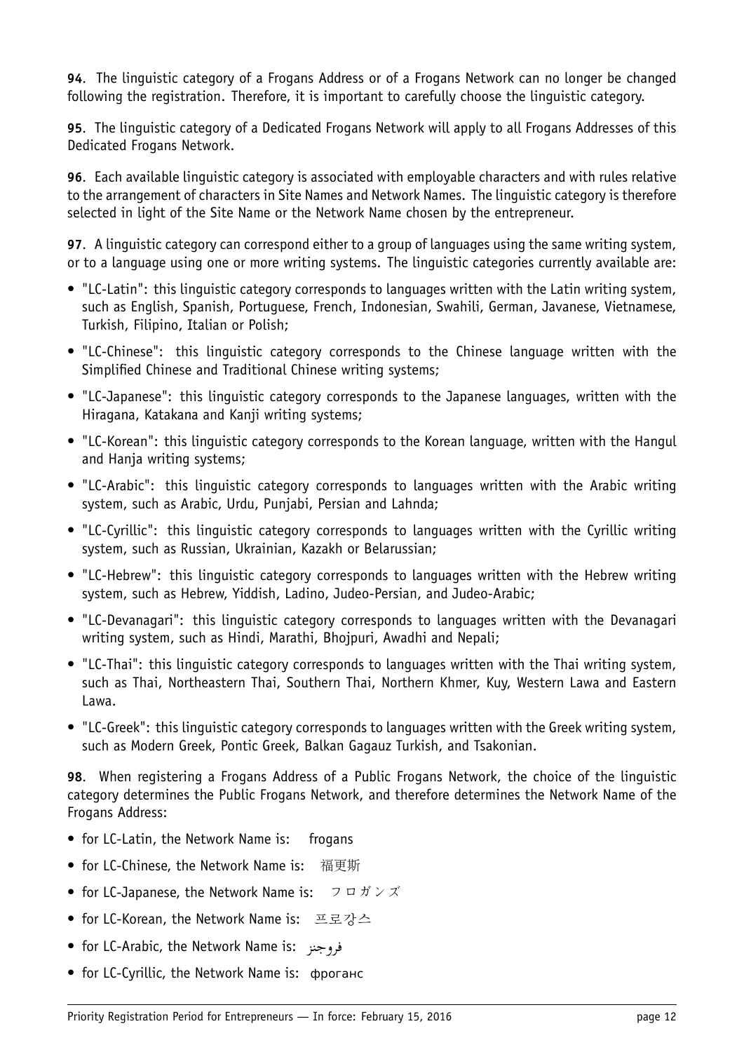**94**. The linguistic category of a Frogans Address or of a Frogans Network can no longer be changed following the registration. Therefore, it is important to carefully choose the linguistic category.

**95**. The linguistic category of a Dedicated Frogans Network will apply to all Frogans Addresses of this Dedicated Frogans Network.

**96**. Each available linguistic category is associated with employable characters and with rules relative to the arrangement of characters in Site Names and Network Names. The linguistic category is therefore selected in light of the Site Name or the Network Name chosen by the entrepreneur.

**97**. A linguistic category can correspond either to a group of languages using the same writing system, or to a language using one or more writing systems. The linguistic categories currently available are:

- "LC-Latin": this linguistic category corresponds to languages written with the Latin writing system, such as English, Spanish, Portuguese, French, Indonesian, Swahili, German, Javanese, Vietnamese, Turkish, Filipino, Italian or Polish;
- "LC-Chinese": this linguistic category corresponds to the Chinese language written with the Simplified Chinese and Traditional Chinese writing systems;
- "LC-Japanese": this linguistic category corresponds to the Japanese languages, written with the Hiragana, Katakana and Kanji writing systems;
- "LC-Korean": this linguistic category corresponds to the Korean language, written with the Hangul and Hanja writing systems;
- "LC-Arabic": this linguistic category corresponds to languages written with the Arabic writing system, such as Arabic, Urdu, Punjabi, Persian and Lahnda;
- "LC-Cyrillic": this linguistic category corresponds to languages written with the Cyrillic writing system, such as Russian, Ukrainian, Kazakh or Belarussian;
- "LC-Hebrew": this linguistic category corresponds to languages written with the Hebrew writing system, such as Hebrew, Yiddish, Ladino, Judeo-Persian, and Judeo-Arabic;
- "LC-Devanagari": this linguistic category corresponds to languages written with the Devanagari writing system, such as Hindi, Marathi, Bhojpuri, Awadhi and Nepali;
- "LC-Thai": this linguistic category corresponds to languages written with the Thai writing system, such as Thai, Northeastern Thai, Southern Thai, Northern Khmer, Kuy, Western Lawa and Eastern Lawa.
- "LC-Greek": this linguistic category corresponds to languages written with the Greek writing system, such as Modern Greek, Pontic Greek, Balkan Gagauz Turkish, and Tsakonian.

**98**. When registering a Frogans Address of a Public Frogans Network, the choice of the linguistic category determines the Public Frogans Network, and therefore determines the Network Name of the Frogans Address:

- for LC-Latin, the Network Name is: frogans
- for LC-Chinese, the Network Name is: 福更斯
- for LC-Japanese, the Network Name is: フロガンズ
- for LC-Korean, the Network Name is: 프로갼스
- for LC-Arabic, the Network Name is: فروجنز
- for LC-Cyrillic, the Network Name is: фроганс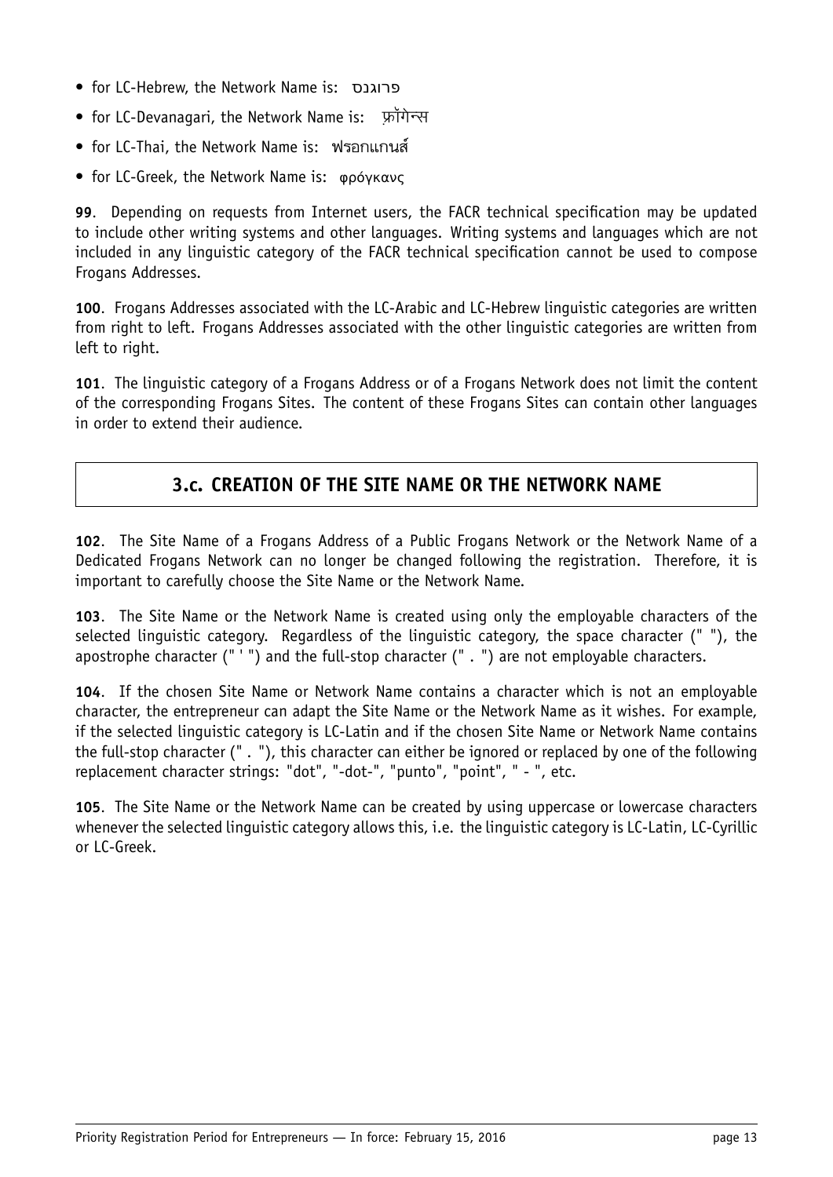- for LC-Hebrew, the Network Name is: פרוגנס
- for LC-Devanagari, the Network Name is: फ़्रॉगेन्स
- for LC-Thai, the Network Name is: ฟรอกแกนส์
- for LC-Greek, the Network Name is: φρόγκανς

**99**. Depending on requests from Internet users, the FACR technical specification may be updated to include other writing systems and other languages. Writing systems and languages which are not included in any linguistic category of the FACR technical specification cannot be used to compose Frogans Addresses.

**100**. Frogans Addresses associated with the LC-Arabic and LC-Hebrew linguistic categories are written from right to left. Frogans Addresses associated with the other linguistic categories are written from left to right.

**101**. The linguistic category of a Frogans Address or of a Frogans Network does not limit the content of the corresponding Frogans Sites. The content of these Frogans Sites can contain other languages in order to extend their audience.

## 3.c. CREATION OF THE SITE NAME OR THE NETWORK NAME

**102**. The Site Name of a Frogans Address of a Public Frogans Network or the Network Name of a Dedicated Frogans Network can no longer be changed following the registration. Therefore, it is important to carefully choose the Site Name or the Network Name.

**103**. The Site Name or the Network Name is created using only the employable characters of the selected linguistic category. Regardless of the linguistic category, the space character (" "), the apostrophe character (" ' ") and the full-stop character (" . ") are not employable characters.

**104**. If the chosen Site Name or Network Name contains a character which is not an employable character, the entrepreneur can adapt the Site Name or the Network Name as it wishes. For example, if the selected linguistic category is LC-Latin and if the chosen Site Name or Network Name contains the full-stop character (" . "), this character can either be ignored or replaced by one of the following replacement character strings: "dot", "-dot-", "punto", "point", " - ", etc.

**105**. The Site Name or the Network Name can be created by using uppercase or lowercase characters whenever the selected linguistic category allows this, i.e. the linguistic category is LC-Latin, LC-Cyrillic or LC-Greek.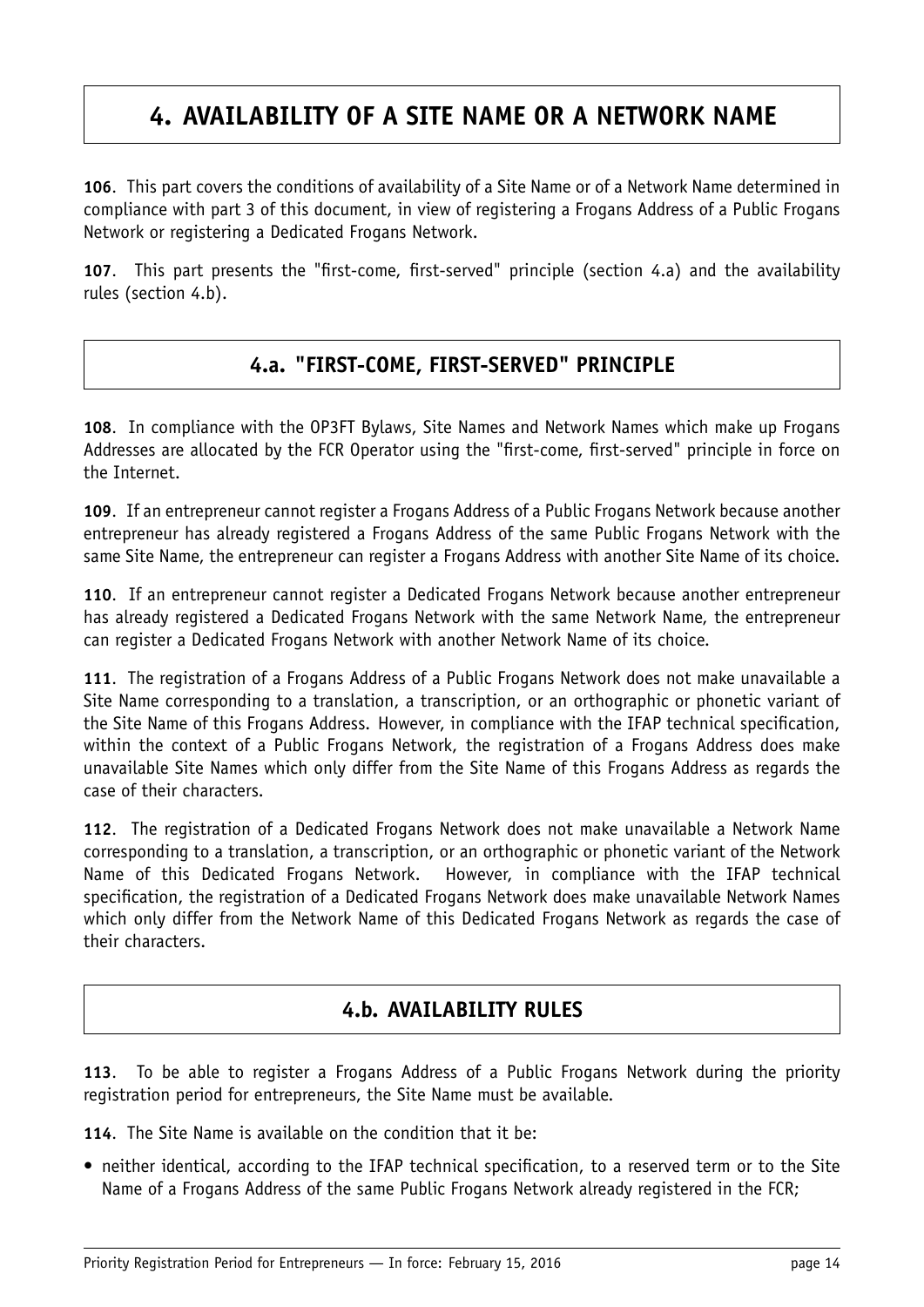# 4. AVAILABILITY OF A SITE NAME OR A NETWORK NAME

**106**. This part covers the conditions of availability of a Site Name or of a Network Name determined in compliance with part 3 of this document, in view of registering a Frogans Address of a Public Frogans Network or registering a Dedicated Frogans Network.

**107**. This part presents the "first-come, first-served" principle (section 4.a) and the availability rules (section 4.b).

## 4.a. "FIRST-COME, FIRST-SERVED" PRINCIPLE

**108**. In compliance with the OP3FT Bylaws, Site Names and Network Names which make up Frogans Addresses are allocated by the FCR Operator using the "first-come, first-served" principle in force on the Internet.

**109**. If an entrepreneur cannot register a Frogans Address of a Public Frogans Network because another entrepreneur has already registered a Frogans Address of the same Public Frogans Network with the same Site Name, the entrepreneur can register a Frogans Address with another Site Name of its choice.

**110**. If an entrepreneur cannot register a Dedicated Frogans Network because another entrepreneur has already registered a Dedicated Frogans Network with the same Network Name, the entrepreneur can register a Dedicated Frogans Network with another Network Name of its choice.

**111**. The registration of a Frogans Address of a Public Frogans Network does not make unavailable a Site Name corresponding to a translation, a transcription, or an orthographic or phonetic variant of the Site Name of this Frogans Address. However, in compliance with the IFAP technical specification, within the context of a Public Frogans Network, the registration of a Frogans Address does make unavailable Site Names which only differ from the Site Name of this Frogans Address as regards the case of their characters.

**112**. The registration of a Dedicated Frogans Network does not make unavailable a Network Name corresponding to a translation, a transcription, or an orthographic or phonetic variant of the Network Name of this Dedicated Frogans Network. However, in compliance with the IFAP technical specification, the registration of a Dedicated Frogans Network does make unavailable Network Names which only differ from the Network Name of this Dedicated Frogans Network as regards the case of their characters.

## 4.b. AVAILABILITY RULES

**113**. To be able to register a Frogans Address of a Public Frogans Network during the priority registration period for entrepreneurs, the Site Name must be available.

**114**. The Site Name is available on the condition that it be:

- neither identical, according to the IFAP technical specification, to a reserved term or to the Site Name of a Frogans Address of the same Public Frogans Network already registered in the FCR;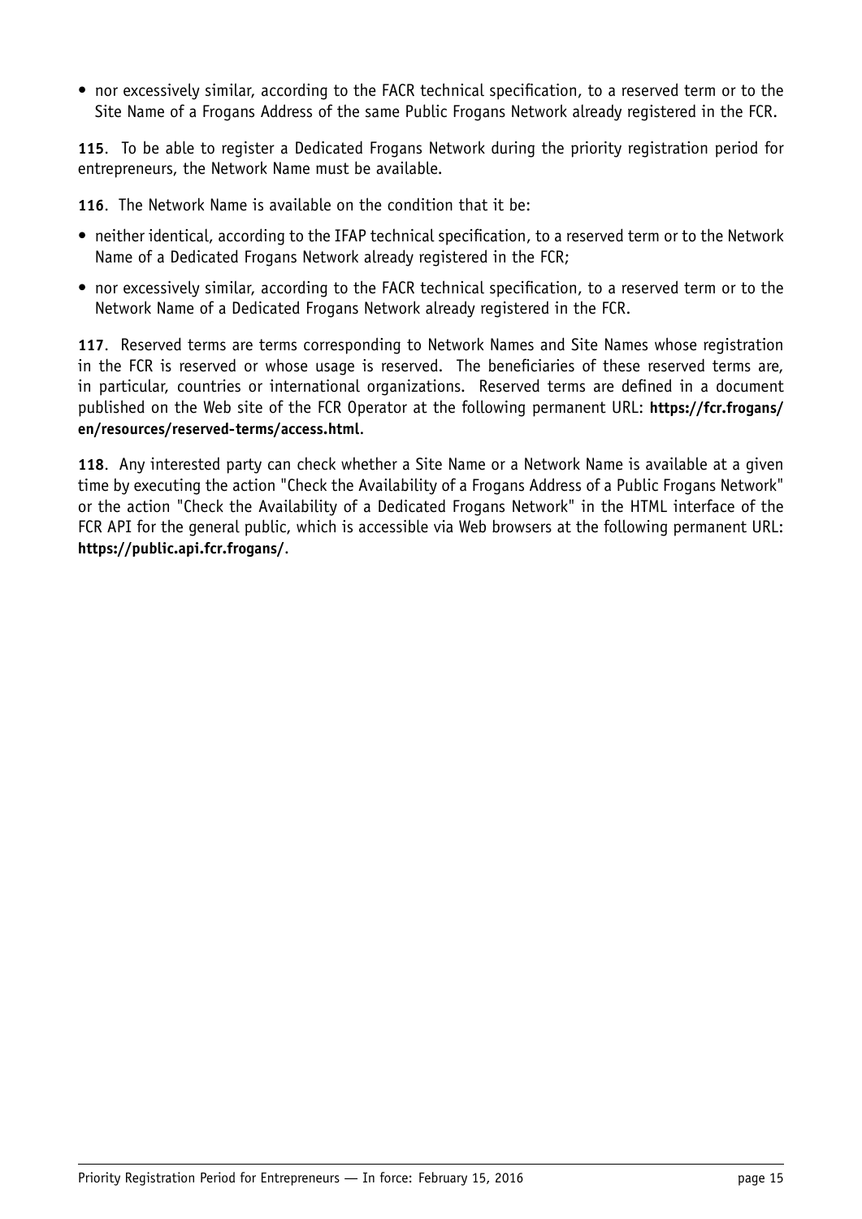- nor excessively similar, according to the FACR technical specification, to a reserved term or to the Site Name of a Frogans Address of the same Public Frogans Network already registered in the FCR.

**115**. To be able to register a Dedicated Frogans Network during the priority registration period for entrepreneurs, the Network Name must be available.

**116**. The Network Name is available on the condition that it be:

- neither identical, according to the IFAP technical specification, to a reserved term or to the Network Name of a Dedicated Frogans Network already registered in the FCR;
- nor excessively similar, according to the FACR technical specification, to a reserved term or to the Network Name of a Dedicated Frogans Network already registered in the FCR.

**117**. Reserved terms are terms corresponding to Network Names and Site Names whose registration in the FCR is reserved or whose usage is reserved. The beneficiaries of these reserved terms are, in particular, countries or international organizations. Reserved terms are defined in a document published on the Web site of the FCR Operator at the following permanent URL: **https://fcr.frogans/en/resources/reserved-terms/access.html**.

**118**. Any interested party can check whether a Site Name or a Network Name is available at a given time by executing the action "Check the Availability of a Frogans Address of a Public Frogans Network" or the action "Check the Availability of a Dedicated Frogans Network" in the HTML interface of the FCR API for the general public, which is accessible via Web browsers at the following permanent URL: **https://public.api.fcr.frogans/**.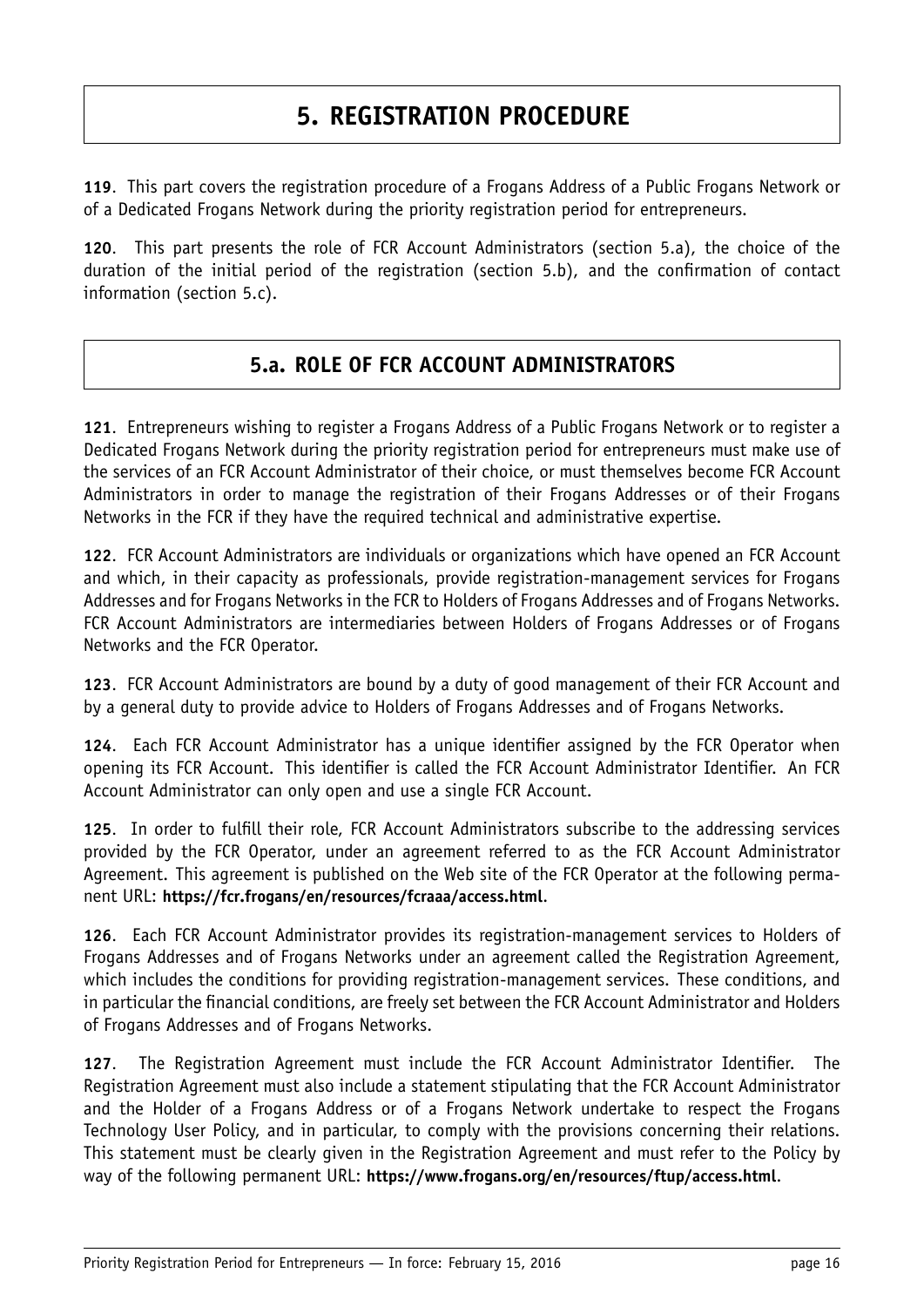# 5. REGISTRATION PROCEDURE

**119**. This part covers the registration procedure of a Frogans Address of a Public Frogans Network or of a Dedicated Frogans Network during the priority registration period for entrepreneurs.

**120**. This part presents the role of FCR Account Administrators (section 5.a), the choice of the duration of the initial period of the registration (section 5.b), and the confirmation of contact information (section 5.c).

## 5.a. ROLE OF FCR ACCOUNT ADMINISTRATORS

**121**. Entrepreneurs wishing to register a Frogans Address of a Public Frogans Network or to register a Dedicated Frogans Network during the priority registration period for entrepreneurs must make use of the services of an FCR Account Administrator of their choice, or must themselves become FCR Account Administrators in order to manage the registration of their Frogans Addresses or of their Frogans Networks in the FCR if they have the required technical and administrative expertise.

**122**. FCR Account Administrators are individuals or organizations which have opened an FCR Account and which, in their capacity as professionals, provide registration-management services for Frogans Addresses and for Frogans Networks in the FCR to Holders of Frogans Addresses and of Frogans Networks. FCR Account Administrators are intermediaries between Holders of Frogans Addresses or of Frogans Networks and the FCR Operator.

**123**. FCR Account Administrators are bound by a duty of good management of their FCR Account and by a general duty to provide advice to Holders of Frogans Addresses and of Frogans Networks.

**124**. Each FCR Account Administrator has a unique identifier assigned by the FCR Operator when opening its FCR Account. This identifier is called the FCR Account Administrator Identifier. An FCR Account Administrator can only open and use a single FCR Account.

**125**. In order to fulfill their role, FCR Account Administrators subscribe to the addressing services provided by the FCR Operator, under an agreement referred to as the FCR Account Administrator Agreement. This agreement is published on the Web site of the FCR Operator at the following permanent URL: **https://fcr.frogans/en/resources/fcraaa/access.html**.

**126**. Each FCR Account Administrator provides its registration-management services to Holders of Frogans Addresses and of Frogans Networks under an agreement called the Registration Agreement, which includes the conditions for providing registration-management services. These conditions, and in particular the financial conditions, are freely set between the FCR Account Administrator and Holders of Frogans Addresses and of Frogans Networks.

**127**. The Registration Agreement must include the FCR Account Administrator Identifier. The Registration Agreement must also include a statement stipulating that the FCR Account Administrator and the Holder of a Frogans Address or of a Frogans Network undertake to respect the Frogans Technology User Policy, and in particular, to comply with the provisions concerning their relations. This statement must be clearly given in the Registration Agreement and must refer to the Policy by way of the following permanent URL: **https://www.frogans.org/en/resources/ftup/access.html**.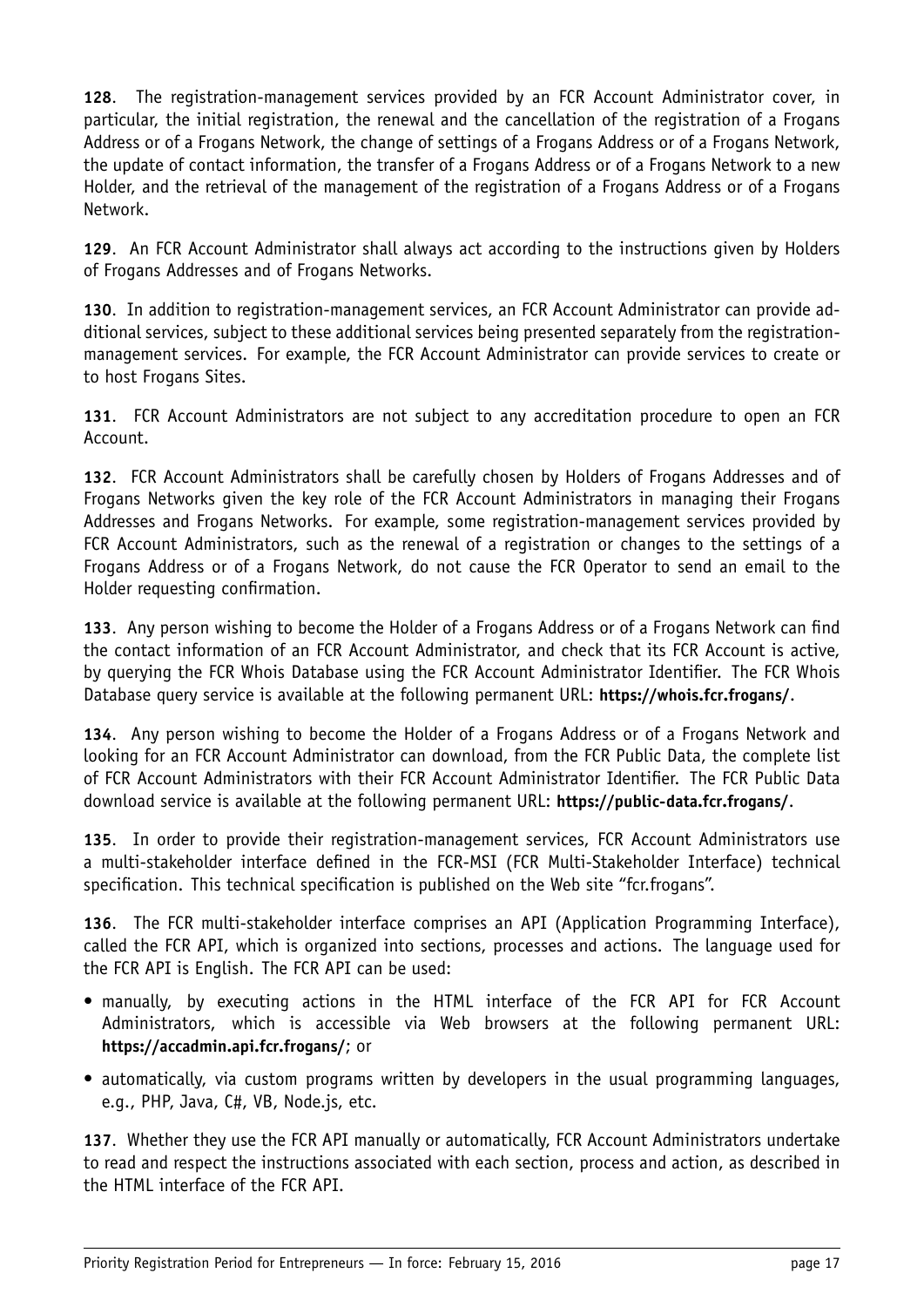**128**. The registration-management services provided by an FCR Account Administrator cover, in particular, the initial registration, the renewal and the cancellation of the registration of a Frogans Address or of a Frogans Network, the change of settings of a Frogans Address or of a Frogans Network, the update of contact information, the transfer of a Frogans Address or of a Frogans Network to a new Holder, and the retrieval of the management of the registration of a Frogans Address or of a Frogans Network.

**129**. An FCR Account Administrator shall always act according to the instructions given by Holders of Frogans Addresses and of Frogans Networks.

**130**. In addition to registration-management services, an FCR Account Administrator can provide additional services, subject to these additional services being presented separately from the registration-management services. For example, the FCR Account Administrator can provide services to create or to host Frogans Sites.

**131**. FCR Account Administrators are not subject to any accreditation procedure to open an FCR Account.

**132**. FCR Account Administrators shall be carefully chosen by Holders of Frogans Addresses and of Frogans Networks given the key role of the FCR Account Administrators in managing their Frogans Addresses and Frogans Networks. For example, some registration-management services provided by FCR Account Administrators, such as the renewal of a registration or changes to the settings of a Frogans Address or of a Frogans Network, do not cause the FCR Operator to send an email to the Holder requesting confirmation.

**133**. Any person wishing to become the Holder of a Frogans Address or of a Frogans Network can find the contact information of an FCR Account Administrator, and check that its FCR Account is active, by querying the FCR Whois Database using the FCR Account Administrator Identifier. The FCR Whois Database query service is available at the following permanent URL: **https://whois.fcr.frogans/**.

**134**. Any person wishing to become the Holder of a Frogans Address or of a Frogans Network and looking for an FCR Account Administrator can download, from the FCR Public Data, the complete list of FCR Account Administrators with their FCR Account Administrator Identifier. The FCR Public Data download service is available at the following permanent URL: **https://public-data.fcr.frogans/**.

**135**. In order to provide their registration-management services, FCR Account Administrators use a multi-stakeholder interface defined in the FCR-MSI (FCR Multi-Stakeholder Interface) technical specification. This technical specification is published on the Web site "fcr.frogans".

**136**. The FCR multi-stakeholder interface comprises an API (Application Programming Interface), called the FCR API, which is organized into sections, processes and actions. The language used for the FCR API is English. The FCR API can be used:

- manually, by executing actions in the HTML interface of the FCR API for FCR Account Administrators, which is accessible via Web browsers at the following permanent URL: **https://accadmin.api.fcr.frogans/**; or
- automatically, via custom programs written by developers in the usual programming languages, e.g., PHP, Java, C#, VB, Node.js, etc.

**137**. Whether they use the FCR API manually or automatically, FCR Account Administrators undertake to read and respect the instructions associated with each section, process and action, as described in the HTML interface of the FCR API.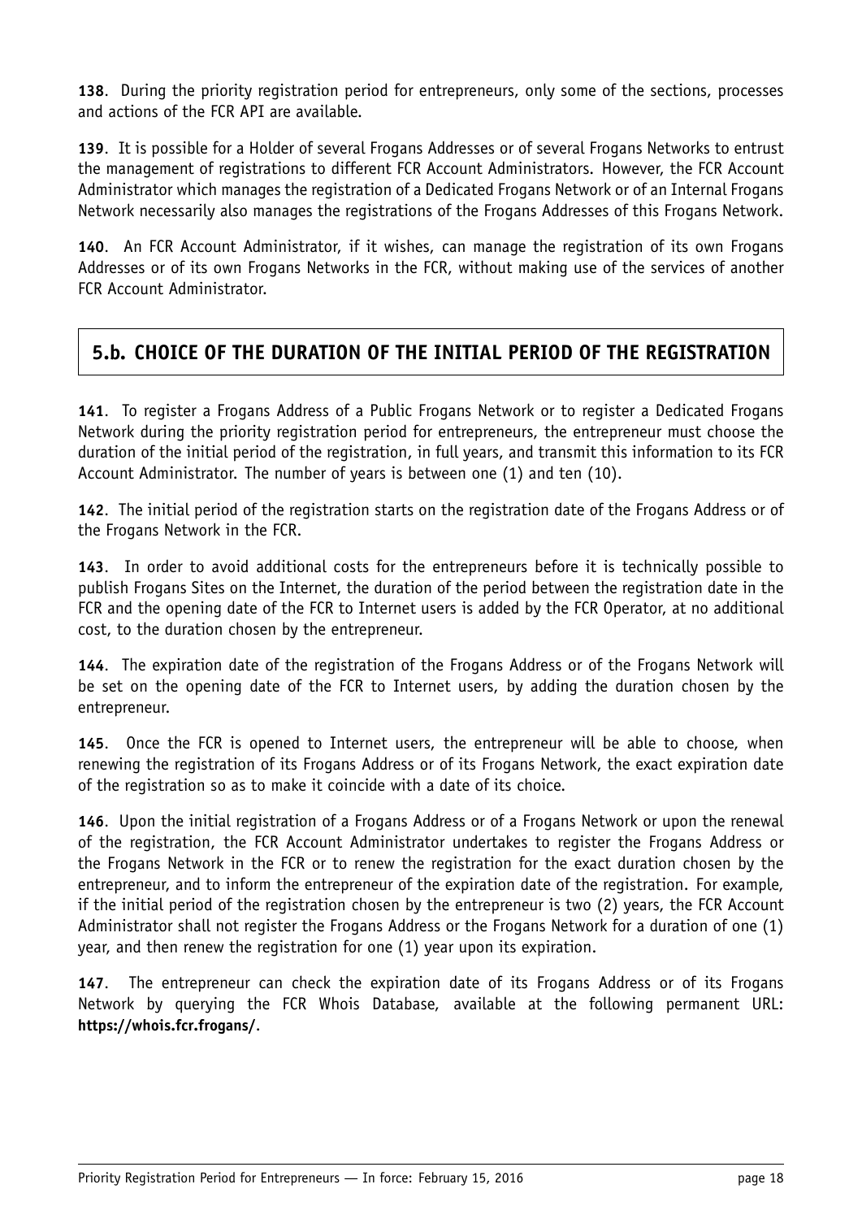**138**. During the priority registration period for entrepreneurs, only some of the sections, processes and actions of the FCR API are available.

**139**. It is possible for a Holder of several Frogans Addresses or of several Frogans Networks to entrust the management of registrations to different FCR Account Administrators. However, the FCR Account Administrator which manages the registration of a Dedicated Frogans Network or of an Internal Frogans Network necessarily also manages the registrations of the Frogans Addresses of this Frogans Network.

**140**. An FCR Account Administrator, if it wishes, can manage the registration of its own Frogans Addresses or of its own Frogans Networks in the FCR, without making use of the services of another FCR Account Administrator.

## 5.b. CHOICE OF THE DURATION OF THE INITIAL PERIOD OF THE REGISTRATION

**141**. To register a Frogans Address of a Public Frogans Network or to register a Dedicated Frogans Network during the priority registration period for entrepreneurs, the entrepreneur must choose the duration of the initial period of the registration, in full years, and transmit this information to its FCR Account Administrator. The number of years is between one (1) and ten (10).

**142**. The initial period of the registration starts on the registration date of the Frogans Address or of the Frogans Network in the FCR.

**143**. In order to avoid additional costs for the entrepreneurs before it is technically possible to publish Frogans Sites on the Internet, the duration of the period between the registration date in the FCR and the opening date of the FCR to Internet users is added by the FCR Operator, at no additional cost, to the duration chosen by the entrepreneur.

**144**. The expiration date of the registration of the Frogans Address or of the Frogans Network will be set on the opening date of the FCR to Internet users, by adding the duration chosen by the entrepreneur.

**145**. Once the FCR is opened to Internet users, the entrepreneur will be able to choose, when renewing the registration of its Frogans Address or of its Frogans Network, the exact expiration date of the registration so as to make it coincide with a date of its choice.

**146**. Upon the initial registration of a Frogans Address or of a Frogans Network or upon the renewal of the registration, the FCR Account Administrator undertakes to register the Frogans Address or the Frogans Network in the FCR or to renew the registration for the exact duration chosen by the entrepreneur, and to inform the entrepreneur of the expiration date of the registration. For example, if the initial period of the registration chosen by the entrepreneur is two (2) years, the FCR Account Administrator shall not register the Frogans Address or the Frogans Network for a duration of one (1) year, and then renew the registration for one (1) year upon its expiration.

**147**. The entrepreneur can check the expiration date of its Frogans Address or of its Frogans Network by querying the FCR Whois Database, available at the following permanent URL: **https://whois.fcr.frogans/**.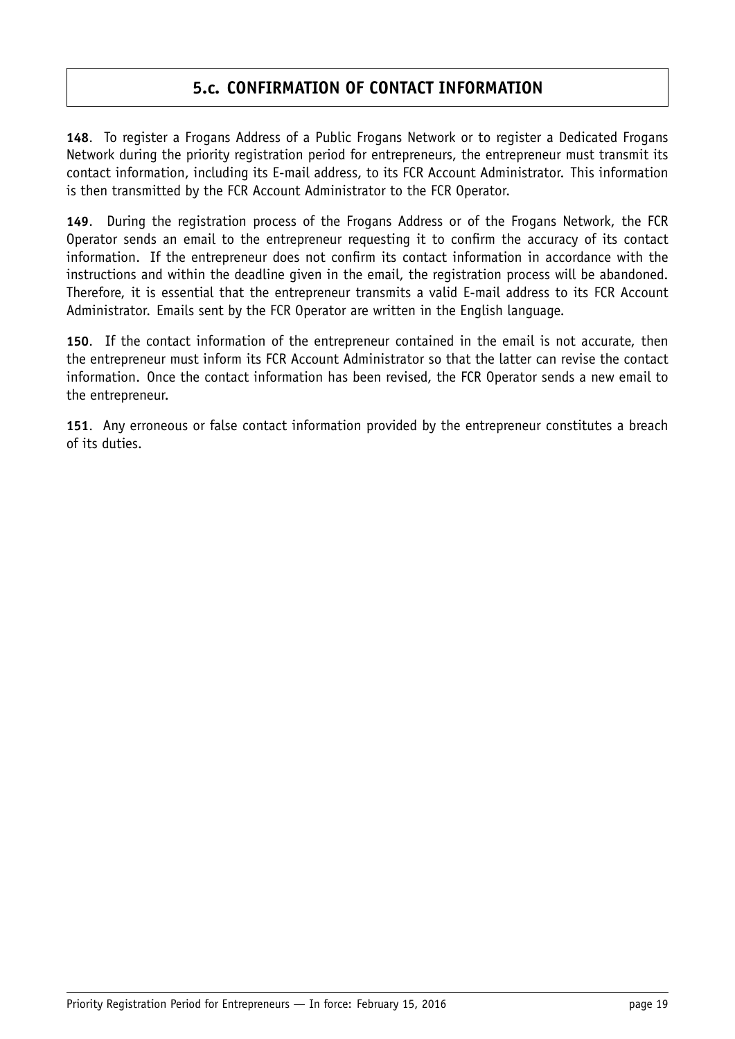## 5.c. CONFIRMATION OF CONTACT INFORMATION

**148**. To register a Frogans Address of a Public Frogans Network or to register a Dedicated Frogans Network during the priority registration period for entrepreneurs, the entrepreneur must transmit its contact information, including its E-mail address, to its FCR Account Administrator. This information is then transmitted by the FCR Account Administrator to the FCR Operator.

**149**. During the registration process of the Frogans Address or of the Frogans Network, the FCR Operator sends an email to the entrepreneur requesting it to confirm the accuracy of its contact information. If the entrepreneur does not confirm its contact information in accordance with the instructions and within the deadline given in the email, the registration process will be abandoned. Therefore, it is essential that the entrepreneur transmits a valid E-mail address to its FCR Account Administrator. Emails sent by the FCR Operator are written in the English language.

**150**. If the contact information of the entrepreneur contained in the email is not accurate, then the entrepreneur must inform its FCR Account Administrator so that the latter can revise the contact information. Once the contact information has been revised, the FCR Operator sends a new email to the entrepreneur.

**151**. Any erroneous or false contact information provided by the entrepreneur constitutes a breach of its duties.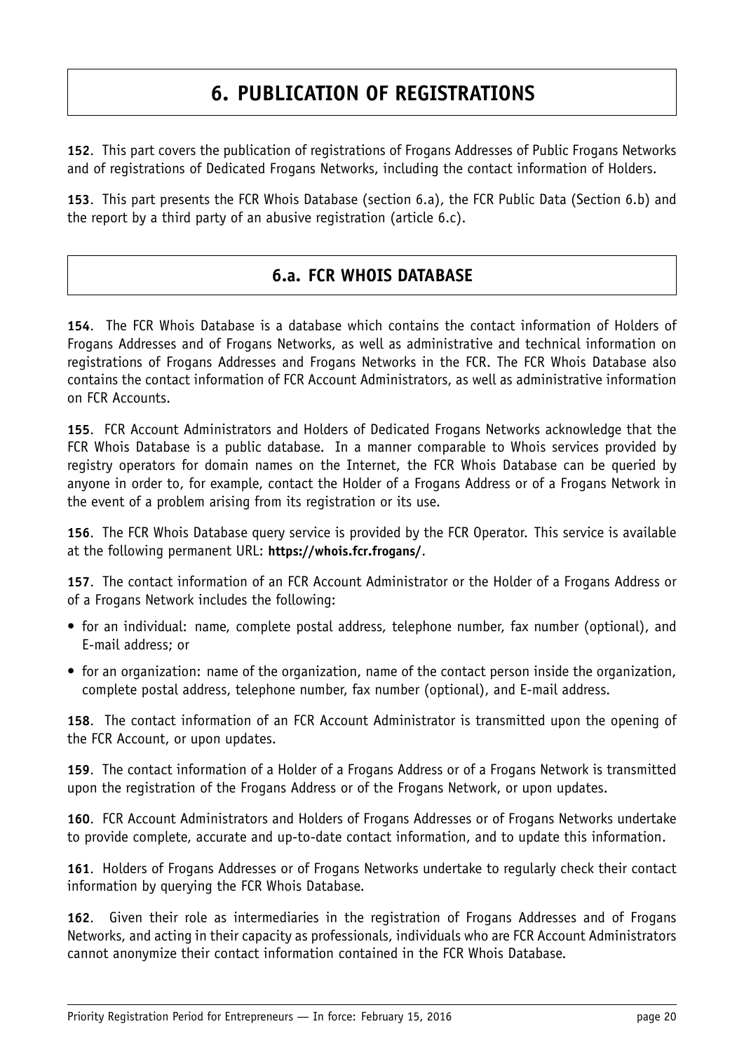# 6. PUBLICATION OF REGISTRATIONS

**152**. This part covers the publication of registrations of Frogans Addresses of Public Frogans Networks and of registrations of Dedicated Frogans Networks, including the contact information of Holders.

**153**. This part presents the FCR Whois Database (section 6.a), the FCR Public Data (Section 6.b) and the report by a third party of an abusive registration (article 6.c).

## 6.a. FCR WHOIS DATABASE

**154**. The FCR Whois Database is a database which contains the contact information of Holders of Frogans Addresses and of Frogans Networks, as well as administrative and technical information on registrations of Frogans Addresses and Frogans Networks in the FCR. The FCR Whois Database also contains the contact information of FCR Account Administrators, as well as administrative information on FCR Accounts.

**155**. FCR Account Administrators and Holders of Dedicated Frogans Networks acknowledge that the FCR Whois Database is a public database. In a manner comparable to Whois services provided by registry operators for domain names on the Internet, the FCR Whois Database can be queried by anyone in order to, for example, contact the Holder of a Frogans Address or of a Frogans Network in the event of a problem arising from its registration or its use.

**156**. The FCR Whois Database query service is provided by the FCR Operator. This service is available at the following permanent URL: **https://whois.fcr.frogans/**.

**157**. The contact information of an FCR Account Administrator or the Holder of a Frogans Address or of a Frogans Network includes the following:

- for an individual: name, complete postal address, telephone number, fax number (optional), and E-mail address; or
- for an organization: name of the organization, name of the contact person inside the organization, complete postal address, telephone number, fax number (optional), and E-mail address.

**158**. The contact information of an FCR Account Administrator is transmitted upon the opening of the FCR Account, or upon updates.

**159**. The contact information of a Holder of a Frogans Address or of a Frogans Network is transmitted upon the registration of the Frogans Address or of the Frogans Network, or upon updates.

**160**. FCR Account Administrators and Holders of Frogans Addresses or of Frogans Networks undertake to provide complete, accurate and up-to-date contact information, and to update this information.

**161**. Holders of Frogans Addresses or of Frogans Networks undertake to regularly check their contact information by querying the FCR Whois Database.

**162**. Given their role as intermediaries in the registration of Frogans Addresses and of Frogans Networks, and acting in their capacity as professionals, individuals who are FCR Account Administrators cannot anonymize their contact information contained in the FCR Whois Database.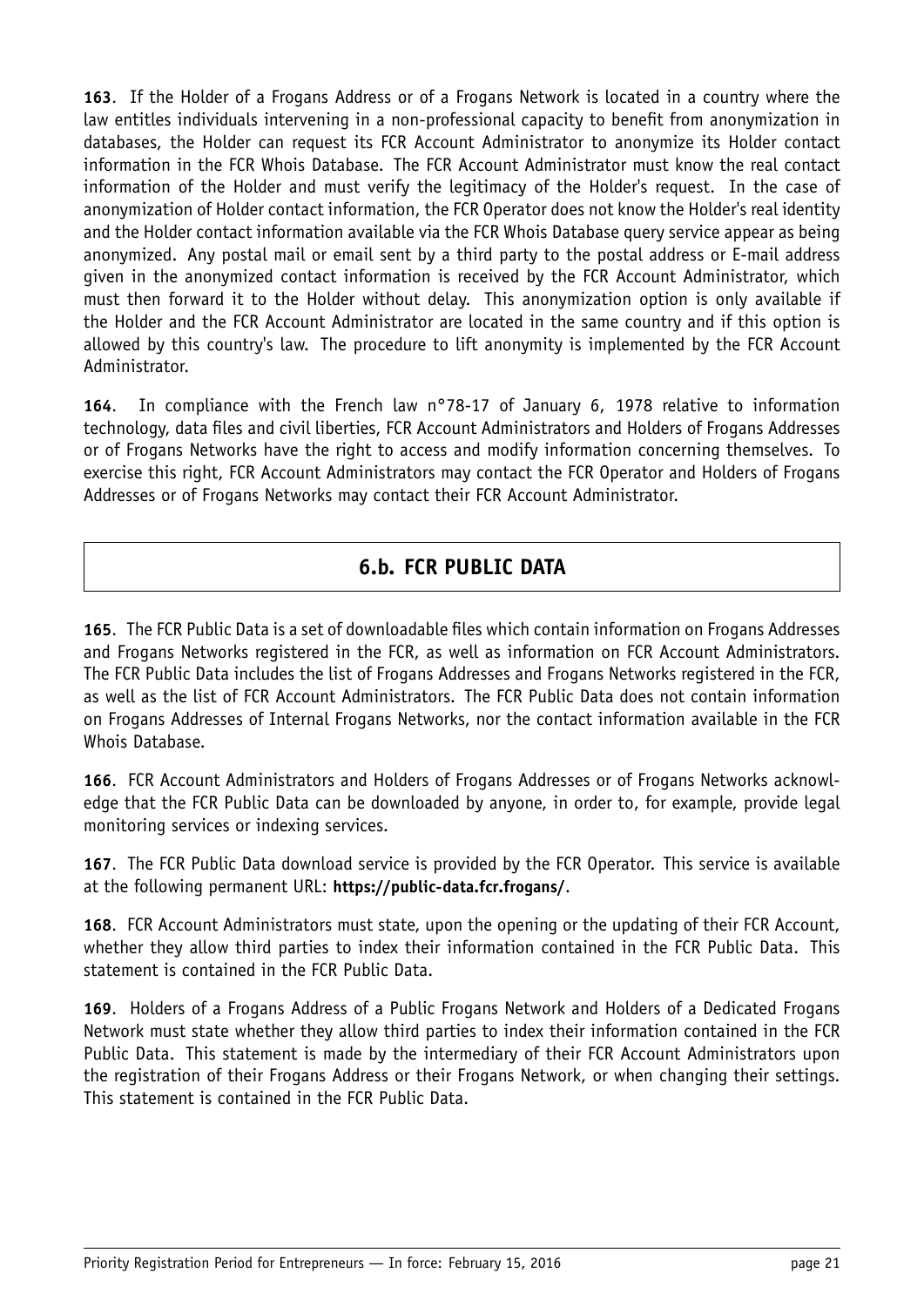**163**. If the Holder of a Frogans Address or of a Frogans Network is located in a country where the law entitles individuals intervening in a non-professional capacity to benefit from anonymization in databases, the Holder can request its FCR Account Administrator to anonymize its Holder contact information in the FCR Whois Database. The FCR Account Administrator must know the real contact information of the Holder and must verify the legitimacy of the Holder's request. In the case of anonymization of Holder contact information, the FCR Operator does not know the Holder's real identity and the Holder contact information available via the FCR Whois Database query service appear as being anonymized. Any postal mail or email sent by a third party to the postal address or E-mail address given in the anonymized contact information is received by the FCR Account Administrator, which must then forward it to the Holder without delay. This anonymization option is only available if the Holder and the FCR Account Administrator are located in the same country and if this option is allowed by this country's law. The procedure to lift anonymity is implemented by the FCR Account Administrator.

**164**. In compliance with the French law n°78-17 of January 6, 1978 relative to information technology, data files and civil liberties, FCR Account Administrators and Holders of Frogans Addresses or of Frogans Networks have the right to access and modify information concerning themselves. To exercise this right, FCR Account Administrators may contact the FCR Operator and Holders of Frogans Addresses or of Frogans Networks may contact their FCR Account Administrator.

## 6.b. FCR PUBLIC DATA

**165**. The FCR Public Data is a set of downloadable files which contain information on Frogans Addresses and Frogans Networks registered in the FCR, as well as information on FCR Account Administrators. The FCR Public Data includes the list of Frogans Addresses and Frogans Networks registered in the FCR, as well as the list of FCR Account Administrators. The FCR Public Data does not contain information on Frogans Addresses of Internal Frogans Networks, nor the contact information available in the FCR Whois Database.

**166**. FCR Account Administrators and Holders of Frogans Addresses or of Frogans Networks acknowledge that the FCR Public Data can be downloaded by anyone, in order to, for example, provide legal monitoring services or indexing services.

**167**. The FCR Public Data download service is provided by the FCR Operator. This service is available at the following permanent URL: **https://public-data.fcr.frogans/**.

**168**. FCR Account Administrators must state, upon the opening or the updating of their FCR Account, whether they allow third parties to index their information contained in the FCR Public Data. This statement is contained in the FCR Public Data.

**169**. Holders of a Frogans Address of a Public Frogans Network and Holders of a Dedicated Frogans Network must state whether they allow third parties to index their information contained in the FCR Public Data. This statement is made by the intermediary of their FCR Account Administrators upon the registration of their Frogans Address or their Frogans Network, or when changing their settings. This statement is contained in the FCR Public Data.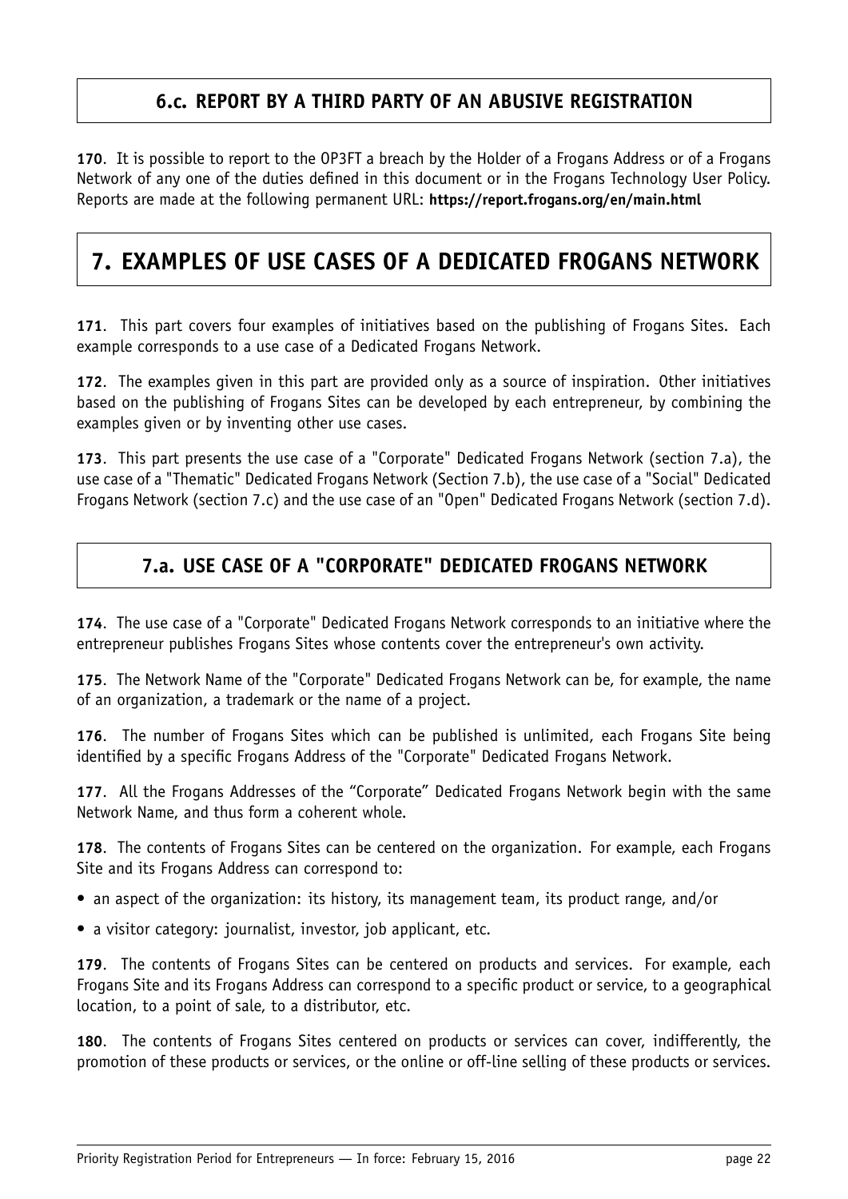### 6.c. REPORT BY A THIRD PARTY OF AN ABUSIVE REGISTRATION

**170**. It is possible to report to the OP3FT a breach by the Holder of a Frogans Address or of a Frogans Network of any one of the duties defined in this document or in the Frogans Technology User Policy. Reports are made at the following permanent URL: **https://report.frogans.org/en/main.html**

## 7. EXAMPLES OF USE CASES OF A DEDICATED FROGANS NETWORK

**171**. This part covers four examples of initiatives based on the publishing of Frogans Sites. Each example corresponds to a use case of a Dedicated Frogans Network.

**172**. The examples given in this part are provided only as a source of inspiration. Other initiatives based on the publishing of Frogans Sites can be developed by each entrepreneur, by combining the examples given or by inventing other use cases.

**173**. This part presents the use case of a "Corporate" Dedicated Frogans Network (section 7.a), the use case of a "Thematic" Dedicated Frogans Network (Section 7.b), the use case of a "Social" Dedicated Frogans Network (section 7.c) and the use case of an "Open" Dedicated Frogans Network (section 7.d).

### 7.a. USE CASE OF A "CORPORATE" DEDICATED FROGANS NETWORK

**174**. The use case of a "Corporate" Dedicated Frogans Network corresponds to an initiative where the entrepreneur publishes Frogans Sites whose contents cover the entrepreneur's own activity.

**175**. The Network Name of the "Corporate" Dedicated Frogans Network can be, for example, the name of an organization, a trademark or the name of a project.

**176**. The number of Frogans Sites which can be published is unlimited, each Frogans Site being identified by a specific Frogans Address of the "Corporate" Dedicated Frogans Network.

**177**. All the Frogans Addresses of the “Corporate” Dedicated Frogans Network begin with the same Network Name, and thus form a coherent whole.

**178**. The contents of Frogans Sites can be centered on the organization. For example, each Frogans Site and its Frogans Address can correspond to:

- an aspect of the organization: its history, its management team, its product range, and/or
- a visitor category: journalist, investor, job applicant, etc.

**179**. The contents of Frogans Sites can be centered on products and services. For example, each Frogans Site and its Frogans Address can correspond to a specific product or service, to a geographical location, to a point of sale, to a distributor, etc.

**180**. The contents of Frogans Sites centered on products or services can cover, indifferently, the promotion of these products or services, or the online or off-line selling of these products or services.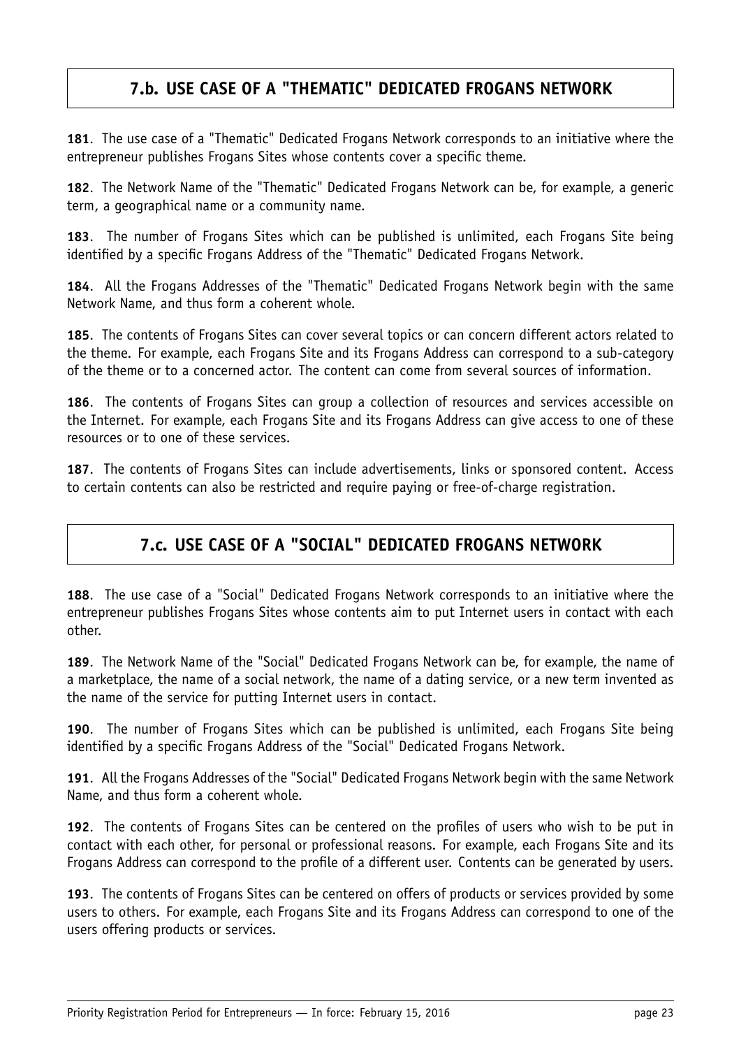## 7.b. USE CASE OF A "THEMATIC" DEDICATED FROGANS NETWORK

**181**. The use case of a "Thematic" Dedicated Frogans Network corresponds to an initiative where the entrepreneur publishes Frogans Sites whose contents cover a specific theme.

**182**. The Network Name of the "Thematic" Dedicated Frogans Network can be, for example, a generic term, a geographical name or a community name.

**183**. The number of Frogans Sites which can be published is unlimited, each Frogans Site being identified by a specific Frogans Address of the "Thematic" Dedicated Frogans Network.

**184**. All the Frogans Addresses of the "Thematic" Dedicated Frogans Network begin with the same Network Name, and thus form a coherent whole.

**185**. The contents of Frogans Sites can cover several topics or can concern different actors related to the theme. For example, each Frogans Site and its Frogans Address can correspond to a sub-category of the theme or to a concerned actor. The content can come from several sources of information.

**186**. The contents of Frogans Sites can group a collection of resources and services accessible on the Internet. For example, each Frogans Site and its Frogans Address can give access to one of these resources or to one of these services.

**187**. The contents of Frogans Sites can include advertisements, links or sponsored content. Access to certain contents can also be restricted and require paying or free-of-charge registration.

## 7.c. USE CASE OF A "SOCIAL" DEDICATED FROGANS NETWORK

**188**. The use case of a "Social" Dedicated Frogans Network corresponds to an initiative where the entrepreneur publishes Frogans Sites whose contents aim to put Internet users in contact with each other.

**189**. The Network Name of the "Social" Dedicated Frogans Network can be, for example, the name of a marketplace, the name of a social network, the name of a dating service, or a new term invented as the name of the service for putting Internet users in contact.

**190**. The number of Frogans Sites which can be published is unlimited, each Frogans Site being identified by a specific Frogans Address of the "Social" Dedicated Frogans Network.

**191**. All the Frogans Addresses of the "Social" Dedicated Frogans Network begin with the same Network Name, and thus form a coherent whole.

**192**. The contents of Frogans Sites can be centered on the profiles of users who wish to be put in contact with each other, for personal or professional reasons. For example, each Frogans Site and its Frogans Address can correspond to the profile of a different user. Contents can be generated by users.

**193**. The contents of Frogans Sites can be centered on offers of products or services provided by some users to others. For example, each Frogans Site and its Frogans Address can correspond to one of the users offering products or services.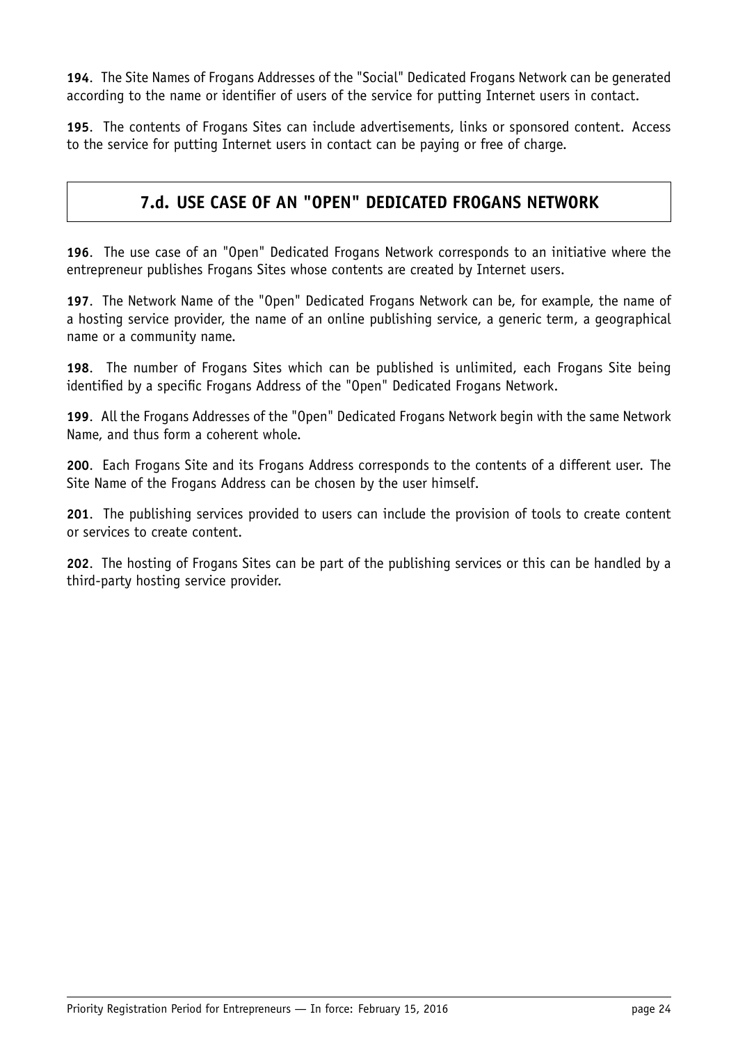**194**. The Site Names of Frogans Addresses of the "Social" Dedicated Frogans Network can be generated according to the name or identifier of users of the service for putting Internet users in contact.

**195**. The contents of Frogans Sites can include advertisements, links or sponsored content. Access to the service for putting Internet users in contact can be paying or free of charge.

## 7.d. USE CASE OF AN "OPEN" DEDICATED FROGANS NETWORK

**196**. The use case of an "Open" Dedicated Frogans Network corresponds to an initiative where the entrepreneur publishes Frogans Sites whose contents are created by Internet users.

**197**. The Network Name of the "Open" Dedicated Frogans Network can be, for example, the name of a hosting service provider, the name of an online publishing service, a generic term, a geographical name or a community name.

**198**. The number of Frogans Sites which can be published is unlimited, each Frogans Site being identified by a specific Frogans Address of the "Open" Dedicated Frogans Network.

**199**. All the Frogans Addresses of the "Open" Dedicated Frogans Network begin with the same Network Name, and thus form a coherent whole.

**200**. Each Frogans Site and its Frogans Address corresponds to the contents of a different user. The Site Name of the Frogans Address can be chosen by the user himself.

**201**. The publishing services provided to users can include the provision of tools to create content or services to create content.

**202**. The hosting of Frogans Sites can be part of the publishing services or this can be handled by a third-party hosting service provider.